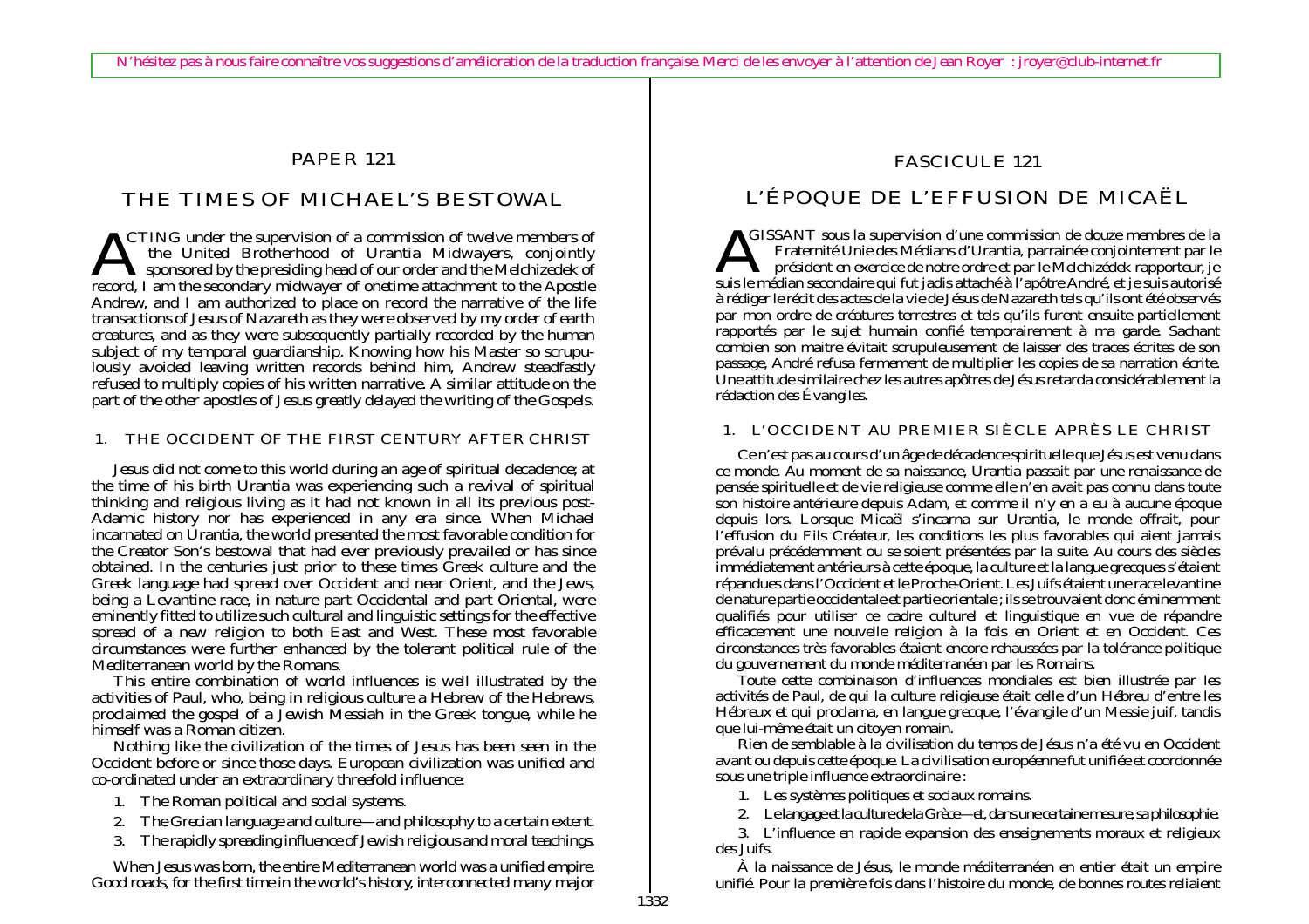N'hésitez pas à nous faire connaître vos suggestions d'amélioration de la traduction française. Merci de les envoyer à l'attention de Jean Royer : jroyer@club-internet.fr

# PAPER 121

# THE TIMES OF MICHAEL'S BESTOWAL

ACTING under the supervision of a commission of twelve members of the United Brotherhood of Urantia Midwayers, conjointly sponsored by the presiding head of our order and the Melchizedek of record, I am the secondary midwayer of onetime attachment to the Apostle Andrew, and I am authorized to place on record the narrative of the life transactions of Jesus of Nazareth as they were observed by my order of earth creatures, and as they were subsequently partially recorded by the human subject of my temporal guardianship. Knowing how his Master so scrupulously avoided leaving written records behind him, Andrew steadfastly refused to multiply copies of his written narrative. A similar attitude on the part of the other apostles of Jesus greatly delayed the writing of the Gospels.

## 1. THE OCCIDENT OF THE FIRST CENTURY AFTER CHRIST

Jesus did not come to this world during an age of spiritual decadence; at the time of his birth Urantia was experiencing such a revival of spiritual thinking and religious living as it had not known in all its previous post-Adamic history nor has experienced in any era since. When Michael incarnated on Urantia, the world presented the most favorable condition for the Creator Son's bestowal that had ever previously prevailed or has since obtained. In the centuries just prior to these times Greek culture and the Greek language had spread over Occident and near Orient, and the Jews, being a Levantine race, in nature part Occidental and part Oriental, were eminently fitted to utilize such cultural and linguistic settings for the effective spread of a new religion to both East and West. These most favorable circumstances were further enhanced by the tolerant political rule of the Mediterranean world by the Romans.

This entire combination of world influences is well illustrated by the activities of Paul, who, being in religious culture a Hebrew of the Hebrews, proclaimed the gospel of a Jewish Messiah in the Greek tongue, while he himself was a Roman citizen.

Nothing like the civilization of the times of Jesus has been seen in the Occident before or since those days. European civilization was unified and co-ordinated under an extraordinary threefold influence:

1. The Roman political and social systems.
2. The Grecian language and culture—and philosophy to a certain extent.
3. The rapidly spreading influence of Jewish religious and moral teachings.

When Jesus was born, the entire Mediterranean world was a unified empire. Good roads, for the first time in the world's history, interconnected many major

# FASCICULE 121

# L'ÉPOQUE DE L'EFFUSION DE MICAËL

AGISSANT sous la supervision d'une commission de douze membres de la Fraternité Unie des Médians d'Urantia, parrainée conjointement par le président en exercice de notre ordre et par le Melchizédek rapporteur, je suis le médian secondaire qui fut jadis attaché à l'apôtre André, et je suis autorisé à rédiger le récit des actes de la vie de Jésus de Nazareth tels qu'ils ont été observés par mon ordre de créatures terrestres et tels qu'ils furent ensuite partiellement rapportés par le sujet humain confié temporairement à ma garde. Sachant combien son maitre évitait scrupuleusement de laisser des traces écrites de son passage, André refusa fermement de multiplier les copies de sa narration écrite. Une attitude similaire chez les autres apôtres de Jésus retarda considérablement la rédaction des Évangiles.

## 1. L'OCCIDENT AU PREMIER SIÈCLE APRÈS LE CHRIST

Ce n'est pas au cours d'un âge de décadence spirituelle que Jésus est venu dans ce monde. Au moment de sa naissance, Urantia passait par une renaissance de pensée spirituelle et de vie religieuse comme elle n'en avait pas connu dans toute son histoire antérieure depuis Adam, et comme il n'y en a eu à aucune époque depuis lors. Lorsque Micaël s'incarna sur Urantia, le monde offrait, pour l'effusion du Fils Créateur, les conditions les plus favorables qui aient jamais prévalu précédemment ou se soient présentées par la suite. Au cours des siècles immédiatement antérieurs à cette époque, la culture et la langue grecques s'étaient répandues dans l'Occident et le Proche-Orient. Les Juifs étaient une race levantine de nature partie occidentale et partie orientale ; ils se trouvaient donc éminemment qualifiés pour utiliser ce cadre culturel et linguistique en vue de répandre efficacement une nouvelle religion à la fois en Orient et en Occident. Ces circonstances très favorables étaient encore rehaussées par la tolérance politique du gouvernement du monde méditerranéen par les Romains.

Toute cette combinaison d'influences mondiales est bien illustrée par les activités de Paul, de qui la culture religieuse était celle d'un Hébreu d'entre les Hébreux et qui proclama, en langue grecque, l'évangile d'un Messie juif, tandis que lui-même était un citoyen romain.

Rien de semblable à la civilisation du temps de Jésus n'a été vu en Occident avant ou depuis cette époque. La civilisation européenne fut unifiée et coordonnée sous une triple influence extraordinaire :

1. Les systèmes politiques et sociaux romains.
2. Le langage et la culture de la Grèce—et, dans une certaine mesure, sa philosophie.
3. L'influence en rapide expansion des enseignements moraux et religieux des Juifs.

À la naissance de Jésus, le monde méditerranéen en entier était un empire unifié. Pour la première fois dans l'histoire du monde, de bonnes routes reliaient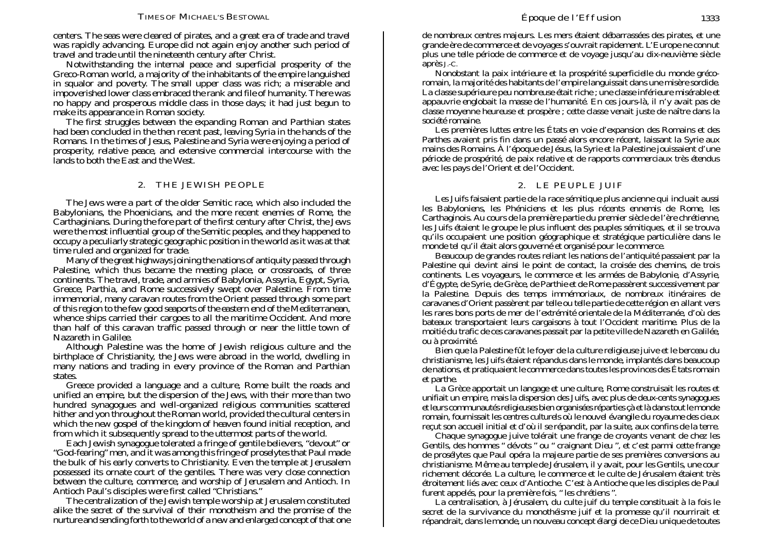centers. The seas were cleared of pirates, and a great era of trade and travel was rapidly advancing. Europe did not again enjoy another such period of travel and trade until the nineteenth century after Christ.

Notwithstanding the internal peace and superficial prosperity of the Greco-Roman world, a majority of the inhabitants of the empire languished in squalor and poverty. The small upper class was rich; a miserable and impoverished lower class embraced the rank and file of humanity. There was no happy and prosperous middle class in those days; it had just begun to make its appearance in Roman society.

The first struggles between the expanding Roman and Parthian states had been concluded in the then recent past, leaving Syria in the hands of the Romans. In the times of Jesus, Palestine and Syria were enjoying a period of prosperity, relative peace, and extensive commercial intercourse with the lands to both the East and the West.

## 2. THE JEWISH PEOPLE

The Jews were a part of the older Semitic race, which also included the Babylonians, the Phoenicians, and the more recent enemies of Rome, the Carthaginians. During the fore part of the first century after Christ, the Jews were the most influential group of the Semitic peoples, and they happened to occupy a peculiarly strategic geographic position in the world as it was at that time ruled and organized for trade.

Many of the great highways joining the nations of antiquity passed through Palestine, which thus became the meeting place, or crossroads, of three continents. The travel, trade, and armies of Babylonia, Assyria, Egypt, Syria, Greece, Parthia, and Rome successively swept over Palestine. From time immemorial, many caravan routes from the Orient passed through some part of this region to the few good seaports of the eastern end of the Mediterranean, whence ships carried their cargoes to all the maritime Occident. And more than half of this caravan traffic passed through or near the little town of Nazareth in Galilee.

Although Palestine was the home of Jewish religious culture and the birthplace of Christianity, the Jews were abroad in the world, dwelling in many nations and trading in every province of the Roman and Parthian states.

Greece provided a language and a culture, Rome built the roads and unified an empire, but the dispersion of the Jews, with their more than two hundred synagogues and well-organized religious communities scattered hither and yon throughout the Roman world, provided the cultural centers in which the new gospel of the kingdom of heaven found initial reception, and from which it subsequently spread to the uttermost parts of the world.

Each Jewish synagogue tolerated a fringe of gentile believers, "devout" or "God-fearing" men, and it was among this fringe of proselytes that Paul made the bulk of his early converts to Christianity. Even the temple at Jerusalem possessed its ornate court of the gentiles. There was very close connection between the culture, commerce, and worship of Jerusalem and Antioch. In Antioch Paul's disciples were first called "Christians."

The centralization of the Jewish temple worship at Jerusalem constituted alike the secret of the survival of their monotheism and the promise of the nurture and sending forth to the world of a new and enlarged concept of that one

de nombreux centres majeurs. Les mers étaient débarrassées des pirates, et une grande ère de commerce et de voyages s'ouvrait rapidement. L'Europe ne connut plus une telle période de commerce et de voyage jusqu'au dix-neuvième siècle après J.-C.

Nonobstant la paix intérieure et la prospérité superficielle du monde gréco-romain, la majorité des habitants de l'empire languissait dans une misère sordide. La classe supérieure peu nombreuse était riche ; une classe inférieure misérable et appauvrie englobait la masse de l'humanité. En ces jours-là, il n'y avait pas de classe moyenne heureuse et prospère ; cette classe venait juste de naître dans la société romaine.

Les premières luttes entre les États en voie d'expansion des Romains et des Parthes avaient pris fin dans un passé alors encore récent, laissant la Syrie aux mains des Romains. À l'époque de Jésus, la Syrie et la Palestine jouissaient d'une période de prospérité, de paix relative et de rapports commerciaux très étendus avec les pays de l'Orient et de l'Occident.

## 2. LE PEUPLE JUIF

Les Juifs faisaient partie de la race sémitique plus ancienne qui incluait aussi les Babyloniens, les Phéniciens et les plus récents ennemis de Rome, les Carthaginois. Au cours de la première partie du premier siècle de l'ère chrétienne, les Juifs étaient le groupe le plus influent des peuples sémitiques, et il se trouva qu'ils occupaient une position géographique et stratégique particulière dans le monde tel qu'il était alors gouverné et organisé pour le commerce.

Beaucoup de grandes routes reliant les nations de l'antiquité passaient par la Palestine qui devint ainsi le point de contact, la croisée des chemins, de trois continents. Les voyageurs, le commerce et les armées de Babylonie, d'Assyrie, d'Égypte, de Syrie, de Grèce, de Parthie et de Rome passèrent successivement par la Palestine. Depuis des temps immémoriaux, de nombreux itinéraires de caravanes d'Orient passèrent par telle ou telle partie de cette région en allant vers les rares bons ports de mer de l'extrémité orientale de la Méditerranée, d'où des bateaux transportaient leurs cargaisons à tout l'Occident maritime. Plus de la moitié du trafic de ces caravanes passait par la petite ville de Nazareth en Galilée, ou à proximité.

Bien que la Palestine fût le foyer de la culture religieuse juive et le berceau du christianisme, les Juifs étaient répandus dans le monde, implantés dans beaucoup de nations, et pratiquaient le commerce dans toutes les provinces des États romain et parthe.

La Grèce apportait un langage et une culture, Rome construisait les routes et unifiait un empire, mais la dispersion des Juifs, avec plus de deux-cents synagogues et leurs communautés religieuses bien organisées réparties çà et là dans tout le monde romain, fournissait les centres culturels où le nouvel évangile du royaume des cieux reçut son accueil initial et d'où il se répandit, par la suite, aux confins de la terre.

Chaque synagogue juive tolérait une frange de croyants venant de chez les Gentils, des hommes " dévots " ou " craignant Dieu ", et c'est parmi cette frange de prosélytes que Paul opéra la majeure partie de ses premières conversions au christianisme. Même au temple de Jérusalem, il y avait, pour les Gentils, une cour richement décorée. La culture, le commerce et le culte de Jérusalem étaient très étroitement liés avec ceux d'Antioche. C'est à Antioche que les disciples de Paul furent appelés, pour la première fois, " les chrétiens ".

La centralisation, à Jérusalem, du culte juif du temple constituait à la fois le secret de la survivance du monothéisme juif et la promesse qu'il nourrirait et répandrait, dans le monde, un nouveau concept élargi de ce Dieu unique de toutes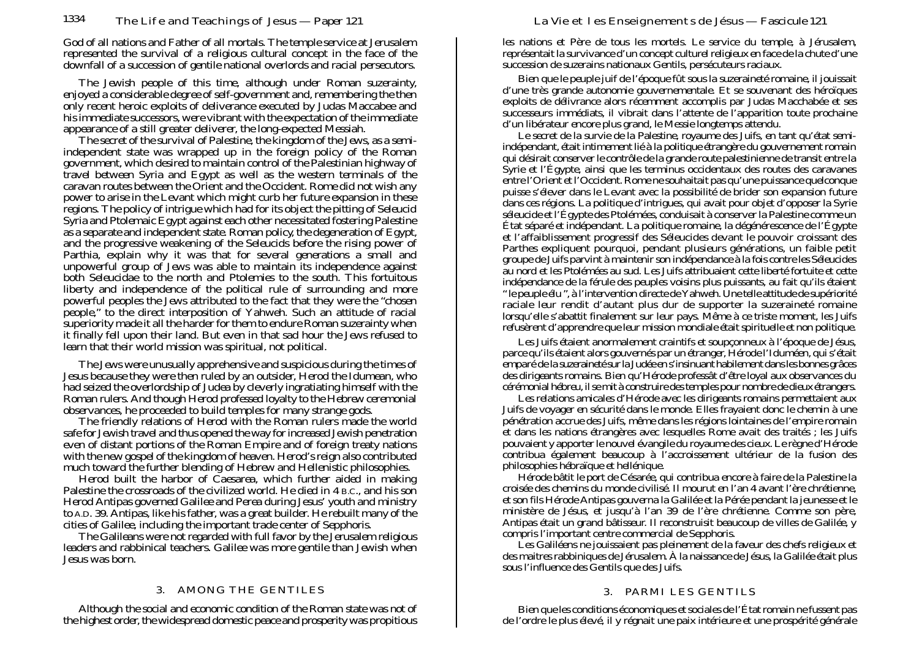God of all nations and Father of all mortals. The temple service at Jerusalem represented the survival of a religious cultural concept in the face of the downfall of a succession of gentile national overlords and racial persecutors.

The Jewish people of this time, although under Roman suzerainty, enjoyed a considerable degree of self-government and, remembering the then only recent heroic exploits of deliverance executed by Judas Maccabee and his immediate successors, were vibrant with the expectation of the immediate appearance of a still greater deliverer, the long-expected Messiah.

The secret of the survival of Palestine, the kingdom of the Jews, as a semi-independent state was wrapped up in the foreign policy of the Roman government, which desired to maintain control of the Palestinian highway of travel between Syria and Egypt as well as the western terminals of the caravan routes between the Orient and the Occident. Rome did not wish any power to arise in the Levant which might curb her future expansion in these regions. The policy of intrigue which had for its object the pitting of Seleucid Syria and Ptolemaic Egypt against each other necessitated fostering Palestine as a separate and independent state. Roman policy, the degeneration of Egypt, and the progressive weakening of the Seleucids before the rising power of Parthia, explain why it was that for several generations a small and unpowerful group of Jews was able to maintain its independence against both Seleucidae to the north and Ptolemies to the south. This fortuitous liberty and independence of the political rule of surrounding and more powerful peoples the Jews attributed to the fact that they were the "chosen people," to the direct interposition of Yahweh. Such an attitude of racial superiority made it all the harder for them to endure Roman suzerainty when it finally fell upon their land. But even in that sad hour the Jews refused to learn that their world mission was spiritual, not political.

The Jews were unusually apprehensive and suspicious during the times of Jesus because they were then ruled by an outsider, Herod the Idumean, who had seized the overlordship of Judea by cleverly ingratiating himself with the Roman rulers. And though Herod professed loyalty to the Hebrew ceremonial observances, he proceeded to build temples for many strange gods.

The friendly relations of Herod with the Roman rulers made the world safe for Jewish travel and thus opened the way for increased Jewish penetration even of distant portions of the Roman Empire and of foreign treaty nations with the new gospel of the kingdom of heaven. Herod's reign also contributed much toward the further blending of Hebrew and Hellenistic philosophies.

Herod built the harbor of Caesarea, which further aided in making Palestine the crossroads of the civilized world. He died in 4 B.C., and his son Herod Antipas governed Galilee and Perea during Jesus' youth and ministry to A.D. 39. Antipas, like his father, was a great builder. He rebuilt many of the cities of Galilee, including the important trade center of Sepphoris.

The Galileans were not regarded with full favor by the Jerusalem religious leaders and rabbinical teachers. Galilee was more gentile than Jewish when Jesus was born.

## 3. AMONG THE GENTILES

Although the social and economic condition of the Roman state was not of the highest order, the widespread domestic peace and prosperity was propitious

les nations et Père de tous les mortels. Le service du temple, à Jérusalem, représentait la survivance d'un concept culturel religieux en face de la chute d'une succession de suzerains nationaux Gentils, persécuteurs raciaux.

Bien que le peuple juif de l'époque fût sous la suzeraineté romaine, il jouissait d'une très grande autonomie gouvernementale. Et se souvenant des héroïques exploits de délivrance alors récemment accomplis par Judas Macchabée et ses successeurs immédiats, il vibrait dans l'attente de l'apparition toute prochaine d'un libérateur encore plus grand, le Messie longtemps attendu.

Le secret de la survie de la Palestine, royaume des Juifs, en tant qu'état semi-indépendant, était intimement lié à la politique étrangère du gouvernement romain qui désirait conserver le contrôle de la grande route palestinienne de transit entre la Syrie et l'Égypte, ainsi que les terminus occidentaux des routes des caravanes entre l'Orient et l'Occident. Rome ne souhaitait pas qu'une puissance quelconque puisse s'élever dans le Levant avec la possibilité de brider son expansion future dans ces régions. La politique d'intrigues, qui avait pour objet d'opposer la Syrie séleucide et l'Égypte des Ptolémées, conduisait à conserver la Palestine comme un État séparé et indépendant. La politique romaine, la dégénérescence de l'Égypte et l'affaiblissement progressif des Séleucides devant le pouvoir croissant des Parthes expliquent pourquoi, pendant plusieurs générations, un faible petit groupe de Juifs parvint à maintenir son indépendance à la fois contre les Séleucides au nord et les Ptolémées au sud. Les Juifs attribuaient cette liberté fortuite et cette indépendance de la férule des peuples voisins plus puissants, au fait qu'ils étaient "le peuple élu", à l'intervention directe de Yahweh. Une telle attitude de supériorité raciale leur rendit d'autant plus dur de supporter la suzeraineté romaine lorsqu'elle s'abattit finalement sur leur pays. Même à ce triste moment, les Juifs refusèrent d'apprendre que leur mission mondiale était spirituelle et non politique.

Les Juifs étaient anormalement craintifs et soupçonneux à l'époque de Jésus, parce qu'ils étaient alors gouvernés par un étranger, Hérode l'Iduméen, qui s'était emparé de la suzeraineté sur la Judée en s'insinuant habilement dans les bonnes grâces des dirigeants romains. Bien qu'Hérode professât d'être loyal aux observances du cérémonial hébreu, il se mit à construire des temples pour nombre de dieux étrangers.

Les relations amicales d'Hérode avec les dirigeants romains permettaient aux Juifs de voyager en sécurité dans le monde. Elles frayaient donc le chemin à une pénétration accrue des Juifs, même dans les régions lointaines de l'empire romain et dans les nations étrangères avec lesquelles Rome avait des traités ; les Juifs pouvaient y apporter le nouvel évangile du royaume des cieux. Le règne d'Hérode contribua également beaucoup à l'accroissement ultérieur de la fusion des philosophies hébraïque et hellénique.

Hérode bâtit le port de Césarée, qui contribua encore à faire de la Palestine la croisée des chemins du monde civilisé. Il mourut en l'an 4 avant l'ère chrétienne, et son fils Hérode Antipas gouverna la Galilée et la Pérée pendant la jeunesse et le ministère de Jésus, et jusqu'à l'an 39 de l'ère chrétienne. Comme son père, Antipas était un grand bâtisseur. Il reconstruisit beaucoup de villes de Galilée, y compris l'important centre commercial de Sepphoris.

Les Galiléens ne jouissaient pas pleinement de la faveur des chefs religieux et des maitres rabbiniques de Jérusalem. À la naissance de Jésus, la Galilée était plus sous l'influence des Gentils que des Juifs.

## 3. PARMI LES GENTILS

Bien que les conditions économiques et sociales de l'État romain ne fussent pas de l'ordre le plus élevé, il y régnait une paix intérieure et une prospérité générale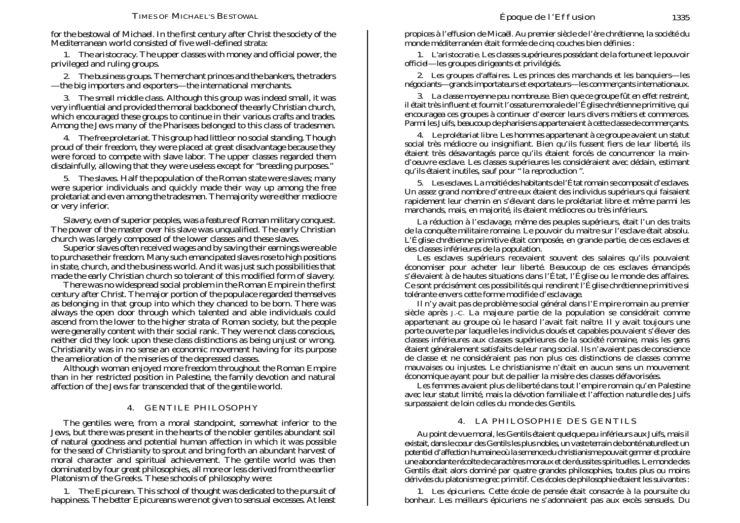for the bestowal of Michael. In the first century after Christ the society of the Mediterranean world consisted of five well-defined strata:

1. *The aristocracy.* The upper classes with money and official power, the privileged and ruling groups.

2. *The business groups.* The merchant princes and the bankers, the traders—the big importers and exporters—the international merchants.

3. *The small middle class.* Although this group was indeed small, it was very influential and provided the moral backbone of the early Christian church, which encouraged these groups to continue in their various crafts and trades. Among the Jews many of the Pharisees belonged to this class of tradesmen.

4. *The free proletariat.* This group had little or no social standing. Though proud of their freedom, they were placed at great disadvantage because they were forced to compete with slave labor. The upper classes regarded them disdainfully, allowing that they were useless except for "breeding purposes."

5. *The slaves.* Half the population of the Roman state were slaves; many were superior individuals and quickly made their way up among the free proletariat and even among the tradesmen. The majority were either mediocre or very inferior.

Slavery, even of superior peoples, was a feature of Roman military conquest. The power of the master over his slave was unqualified. The early Christian church was largely composed of the lower classes and these slaves.

Superior slaves often received wages and by saving their earnings were able to purchase their freedom. Many such emancipated slaves rose to high positions in state, church, and the business world. And it was just such possibilities that made the early Christian church so tolerant of this modified form of slavery.

There was no widespread social problem in the Roman Empire in the first century after Christ. The major portion of the populace regarded themselves as belonging in that group into which they chanced to be born. There was always the open door through which talented and able individuals could ascend from the lower to the higher strata of Roman society, but the people were generally content with their social rank. They were not class conscious, neither did they look upon these class distinctions as being unjust or wrong. Christianity was in no sense an economic movement having for its purpose the amelioration of the miseries of the depressed classes.

Although woman enjoyed more freedom throughout the Roman Empire than in her restricted position in Palestine, the family devotion and natural affection of the Jews far transcended that of the gentile world.

## 4. GENTILE PHILOSOPHY

The gentiles were, from a moral standpoint, somewhat inferior to the Jews, but there was present in the hearts of the nobler gentiles abundant soil of natural goodness and potential human affection in which it was possible for the seed of Christianity to sprout and bring forth an abundant harvest of moral character and spiritual achievement. The gentile world was then dominated by four great philosophies, all more or less derived from the earlier Platonism of the Greeks. These schools of philosophy were:

1. *The Epicurean.* This school of thought was dedicated to the pursuit of happiness. The better Epicureans were not given to sensual excesses. At least

propices à l'effusion de Micaël. Au premier siècle de l'ère chrétienne, la société du monde méditerranéen était formée de cinq couches bien définies :

1. *L'aristocratie.* Les classes supérieures possédant de la fortune et le pouvoir officiel—les groupes dirigeants et privilégiés.

2. *Les groupes d'affaires.* Les princes des marchands et les banquiers—les négociants—grands importateurs et exportateurs—les commerçants internationaux.

3. *La classe moyenne peu nombreuse.* Bien que ce groupe fût en effet restreint, il était très influent et fournit l'ossature morale de l'Église chrétienne primitive, qui encouragea ces groupes à continuer d'exercer leurs divers métiers et commerces. Parmi les Juifs, beaucoup de pharisiens appartenaient à cette classe de commerçants.

4. *Le prolétariat libre.* Les hommes appartenant à ce groupe avaient un statut social très médiocre ou insignifiant. Bien qu'ils fussent fiers de leur liberté, ils étaient très désavantagés parce qu'ils étaient forcés de concurrencer la main-d'oeuvre esclave. Les classes supérieures les considéraient avec dédain, estimant qu'ils étaient inutiles, sauf pour " la reproduction ".

5. *Les esclaves.* La moitié des habitants de l'État romain se composait d'esclaves. Un assez grand nombre d'entre eux étaient des individus supérieurs qui faisaient rapidement leur chemin en s'élevant dans le prolétariat libre et même parmi les marchands, mais, en majorité, ils étaient médiocres ou très inférieurs.

La réduction à l'esclavage, même des peuples supérieurs, était l'un des traits de la conquête militaire romaine. Le pouvoir du maitre sur l'esclave était absolu. L'Église chrétienne primitive était composée, en grande partie, de ces esclaves et des classes inférieures de la population.

Les esclaves supérieurs recevaient souvent des salaires qu'ils pouvaient économiser pour acheter leur liberté. Beaucoup de ces esclaves émancipés s'élevaient à de hautes situations dans l'État, l'Église ou le monde des affaires. Ce sont précisément ces possibilités qui rendirent l'Église chrétienne primitive si tolérante envers cette forme modifiée d'esclavage.

Il n'y avait pas de problème social général dans l'Empire romain au premier siècle après J.-C. La majeure partie de la population se considérait comme appartenant au groupe où le hasard l'avait fait naître. Il y avait toujours une porte ouverte par laquelle les individus doués et capables pouvaient s'élever des classes inférieures aux classes supérieures de la société romaine, mais les gens étaient généralement satisfaits de leur rang social. Ils n'avaient pas de conscience de classe et ne considéraient pas non plus ces distinctions de classes comme mauvaises ou injustes. Le christianisme n'était en aucun sens un mouvement économique ayant pour but de pallier la misère des classes défavorisées.

Les femmes avaient plus de liberté dans tout l'empire romain qu'en Palestine avec leur statut limité, mais la dévotion familiale et l'affection naturelle des Juifs surpassaient de loin celles du monde des Gentils.

## 4. LA PHILOSOPHIE DES GENTILS

Au point de vue moral, les Gentils étaient quelque peu inférieurs aux Juifs, mais il existait, dans le coeur des Gentils les plus nobles, un vaste terrain de bonté naturelle et un potentiel d'affection humaine où la semence du christianisme pouvait germer et produire une abondante récolte de caractères moraux et de réussites spirituelles. Le monde des Gentils était alors dominé par quatre grandes philosophies, toutes plus ou moins dérivées du platonisme grec primitif. Ces écoles de philosophie étaient les suivantes :

1. *Les épicuriens.* Cette école de pensée était consacrée à la poursuite du bonheur. Les meilleurs épicuriens ne s'adonnaient pas aux excès sensuels. Du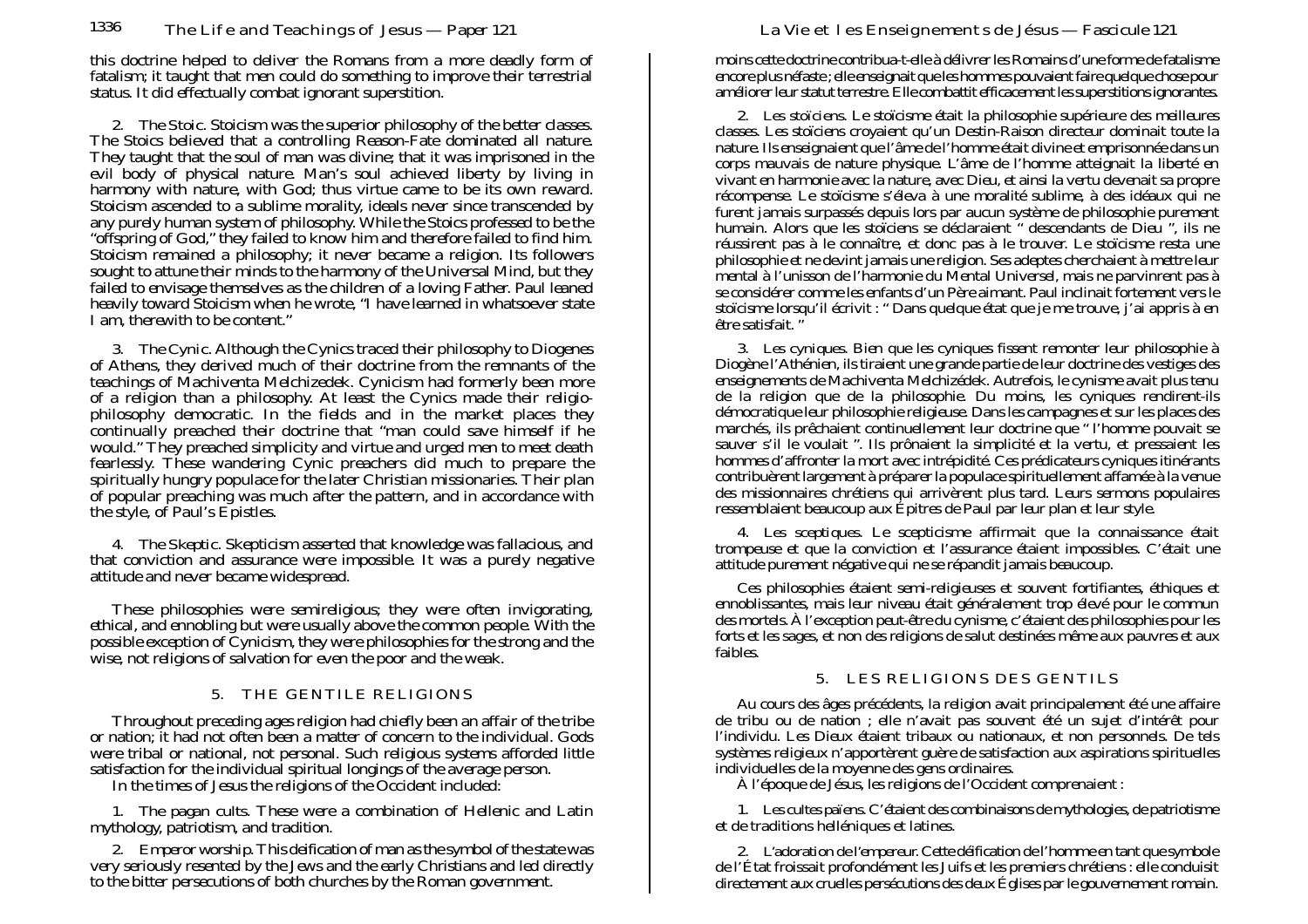this doctrine helped to deliver the Romans from a more deadly form of fatalism; it taught that men could do something to improve their terrestrial status. It did effectually combat ignorant superstition.

2. *The Stoic.* Stoicism was the superior philosophy of the better classes. The Stoics believed that a controlling Reason-Fate dominated all nature. They taught that the soul of man was divine; that it was imprisoned in the evil body of physical nature. Man's soul achieved liberty by living in harmony with nature, with God; thus virtue came to be its own reward. Stoicism ascended to a sublime morality, ideals never since transcended by any purely human system of philosophy. While the Stoics professed to be the "offspring of God," they failed to know him and therefore failed to find him. Stoicism remained a philosophy; it never became a religion. Its followers sought to attune their minds to the harmony of the Universal Mind, but they failed to envisage themselves as the children of a loving Father. Paul leaned heavily toward Stoicism when he wrote, "I have learned in whatsoever state I am, therewith to be content."

3. *The Cynic.* Although the Cynics traced their philosophy to Diogenes of Athens, they derived much of their doctrine from the remnants of the teachings of Machiventa Melchizedek. Cynicism had formerly been more of a religion than a philosophy. At least the Cynics made their religio-philosophy democratic. In the fields and in the market places they continually preached their doctrine that "man could save himself if he would." They preached simplicity and virtue and urged men to meet death fearlessly. These wandering Cynic preachers did much to prepare the spiritually hungry populace for the later Christian missionaries. Their plan of popular preaching was much after the pattern, and in accordance with the style, of Paul's Epistles.

4. *The Skeptic.* Skepticism asserted that knowledge was fallacious, and that conviction and assurance were impossible. It was a purely negative attitude and never became widespread.

These philosophies were semireligious; they were often invigorating, ethical, and ennobling but were usually above the common people. With the possible exception of Cynicism, they were philosophies for the strong and the wise, not religions of salvation for even the poor and the weak.

## 5. THE GENTILE RELIGIONS

Throughout preceding ages religion had chiefly been an affair of the tribe or nation; it had not often been a matter of concern to the individual. Gods were tribal or national, not personal. Such religious systems afforded little satisfaction for the individual spiritual longings of the average person.

In the times of Jesus the religions of the Occident included:

1. *The pagan cults.* These were a combination of Hellenic and Latin mythology, patriotism, and tradition.

2. *Emperor worship.* This deification of man as the symbol of the state was very seriously resented by the Jews and the early Christians and led directly to the bitter persecutions of both churches by the Roman government.

---

moins cette doctrine contribua-t-elle à délivrer les Romains d'une forme de fatalisme encore plus néfaste ; elle enseignait que les hommes pouvaient faire quelque chose pour améliorer leur statut terrestre. Elle combattit efficacement les superstitions ignorantes.

2. *Les stoïciens.* Le stoïcisme était la philosophie supérieure des meilleures classes. Les stoïciens croyaient qu'un Destin-Raison directeur dominait toute la nature. Ils enseignaient que l'âme de l'homme était divine et emprisonnée dans un corps mauvais de nature physique. L'âme de l'homme atteignait la liberté en vivant en harmonie avec la nature, avec Dieu, et ainsi la vertu devenait sa propre récompense. Le stoïcisme s'éleva à une moralité sublime, à des idéaux qui ne furent jamais surpassés depuis lors par aucun système de philosophie purement humain. Alors que les stoïciens se déclaraient " descendants de Dieu ", ils ne réussirent pas à le connaître, et donc pas à le trouver. Le stoïcisme resta une philosophie et ne devint jamais une religion. Ses adeptes cherchaient à mettre leur mental à l'unisson de l'harmonie du Mental Universel, mais ne parvinrent pas à se considérer comme les enfants d'un Père aimant. Paul inclinait fortement vers le stoïcisme lorsqu'il écrivit : " Dans quelque état que je me trouve, j'ai appris à en être satisfait. "

3. *Les cyniques.* Bien que les cyniques fissent remonter leur philosophie à Diogène l'Athénien, ils tiraient une grande partie de leur doctrine des vestiges des enseignements de Machiventa Melchizédek. Autrefois, le cynisme avait plus tenu de la religion que de la philosophie. Du moins, les cyniques rendirent-ils démocratique leur philosophie religieuse. Dans les campagnes et sur les places des marchés, ils prêchaient continuellement leur doctrine que " l'homme pouvait se sauver s'il le voulait ". Ils prônaient la simplicité et la vertu, et pressaient les hommes d'affronter la mort avec intrépidité. Ces prédicateurs cyniques itinérants contribuèrent largement à préparer la populace spirituellement affamée à la venue des missionnaires chrétiens qui arrivèrent plus tard. Leurs sermons populaires ressemblaient beaucoup aux Épitres de Paul par leur plan et leur style.

4. *Les sceptiques.* Le scepticisme affirmait que la connaissance était trompeuse et que la conviction et l'assurance étaient impossibles. C'était une attitude purement négative qui ne se répandit jamais beaucoup.

Ces philosophies étaient semi-religieuses et souvent fortifiantes, éthiques et ennoblissantes, mais leur niveau était généralement trop élevé pour le commun des mortels. À l'exception peut-être du cynisme, c'étaient des philosophies pour les forts et les sages, et non des religions de salut destinées même aux pauvres et aux faibles.

## 5. LES RELIGIONS DES GENTILS

Au cours des âges précédents, la religion avait principalement été une affaire de tribu ou de nation ; elle n'avait pas souvent été un sujet d'intérêt pour l'individu. Les Dieux étaient tribaux ou nationaux, et non personnels. De tels systèmes religieux n'apportèrent guère de satisfaction aux aspirations spirituelles individuelles de la moyenne des gens ordinaires.

À l'époque de Jésus, les religions de l'Occident comprenaient :

1. *Les cultes païens.* C'étaient des combinaisons de mythologies, de patriotisme et de traditions helléniques et latines.

2. *L'adoration de l'empereur.* Cette déification de l'homme en tant que symbole de l'État froissait profondément les Juifs et les premiers chrétiens : elle conduisit directement aux cruelles persécutions des deux Églises par le gouvernement romain.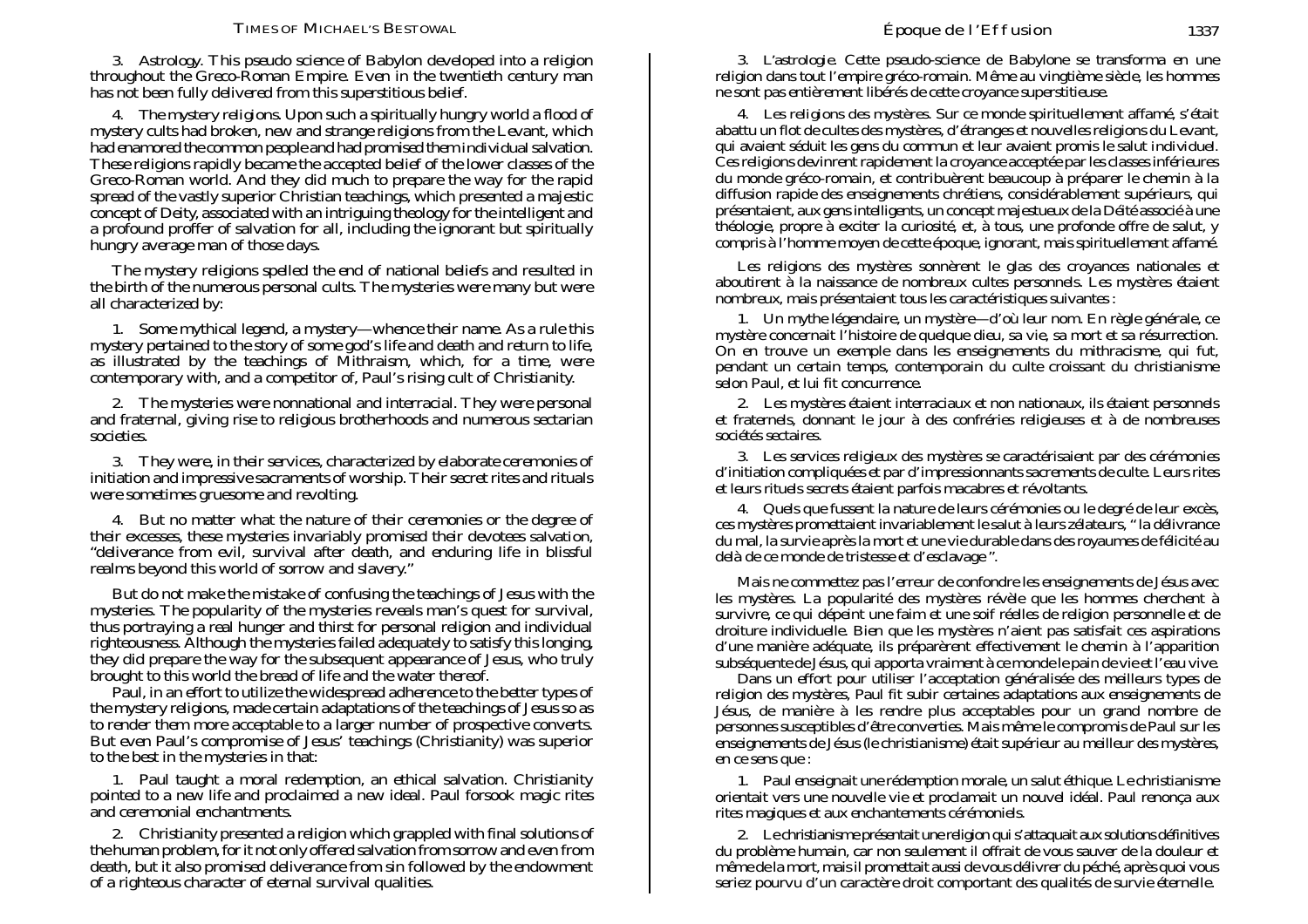3. *Astrology.* This pseudo science of Babylon developed into a religion throughout the Greco-Roman Empire. Even in the twentieth century man has not been fully delivered from this superstitious belief.

4. *The mystery religions.* Upon such a spiritually hungry world a flood of mystery cults had broken, new and strange religions from the Levant, which had enamored the common people and had promised them individual salvation. These religions rapidly became the accepted belief of the lower classes of the Greco-Roman world. And they did much to prepare the way for the rapid spread of the vastly superior Christian teachings, which presented a majestic concept of Deity, associated with an intriguing theology for the intelligent and a profound proffer of salvation for all, including the ignorant but spiritually hungry average man of those days.

The mystery religions spelled the end of national beliefs and resulted in the birth of the numerous personal cults. The mysteries were many but were all characterized by:

1. Some mythical legend, a mystery—whence their name. As a rule this mystery pertained to the story of some god's life and death and return to life, as illustrated by the teachings of Mithraism, which, for a time, were contemporary with, and a competitor of, Paul's rising cult of Christianity.

2. The mysteries were nonnational and interracial. They were personal and fraternal, giving rise to religious brotherhoods and numerous sectarian societies.

3. They were, in their services, characterized by elaborate ceremonies of initiation and impressive sacraments of worship. Their secret rites and rituals were sometimes gruesome and revolting.

4. But no matter what the nature of their ceremonies or the degree of their excesses, these mysteries invariably promised their devotees salvation, "deliverance from evil, survival after death, and enduring life in blissful realms beyond this world of sorrow and slavery."

But do not make the mistake of confusing the teachings of Jesus with the mysteries. The popularity of the mysteries reveals man's quest for survival, thus portraying a real hunger and thirst for personal religion and individual righteousness. Although the mysteries failed adequately to satisfy this longing, they did prepare the way for the subsequent appearance of Jesus, who truly brought to this world the bread of life and the water thereof.

Paul, in an effort to utilize the widespread adherence to the better types of the mystery religions, made certain adaptations of the teachings of Jesus so as to render them more acceptable to a larger number of prospective converts. But even Paul's compromise of Jesus' teachings (Christianity) was superior to the best in the mysteries in that:

1. Paul taught a moral redemption, an ethical salvation. Christianity pointed to a new life and proclaimed a new ideal. Paul forsook magic rites and ceremonial enchantments.

2. Christianity presented a religion which grappled with final solutions of the human problem, for it not only offered salvation from sorrow and even from death, but it also promised deliverance from sin followed by the endowment of a righteous character of eternal survival qualities.

3. *L'astrologie.* Cette pseudo-science de Babylone se transforma en une religion dans tout l'empire gréco-romain. Même au vingtième siècle, les hommes ne sont pas entièrement libérés de cette croyance superstitieuse.

4. *Les religions des mystères.* Sur ce monde spirituellement affamé, s'était abattu un flot de cultes des mystères, d'étranges et nouvelles religions du Levant, qui avaient séduit les gens du commun et leur avaient promis le salut individuel. Ces religions devinrent rapidement la croyance acceptée par les classes inférieures du monde gréco-romain, et contribuèrent beaucoup à préparer le chemin à la diffusion rapide des enseignements chrétiens, considérablement supérieurs, qui présentaient, aux gens intelligents, un concept majestueux de la Déité associé à une théologie, propre à exciter la curiosité, et, à tous, une profonde offre de salut, y compris à l'homme moyen de cette époque, ignorant, mais spirituellement affamé.

Les religions des mystères sonnèrent le glas des croyances nationales et aboutirent à la naissance de nombreux cultes personnels. Les mystères étaient nombreux, mais présentaient tous les caractéristiques suivantes :

1. Un mythe légendaire, un mystère—d'où leur nom. En règle générale, ce mystère concernait l'histoire de quelque dieu, sa vie, sa mort et sa résurrection. On en trouve un exemple dans les enseignements du mithracisme, qui fut, pendant un certain temps, contemporain du culte croissant du christianisme selon Paul, et lui fit concurrence.

2. Les mystères étaient interraciaux et non nationaux, ils étaient personnels et fraternels, donnant le jour à des confréries religieuses et à de nombreuses sociétés sectaires.

3. Les services religieux des mystères se caractérisaient par des cérémonies d'initiation compliquées et par d'impressionnants sacrements de culte. Leurs rites et leurs rituels secrets étaient parfois macabres et révoltants.

4. Quels que fussent la nature de leurs cérémonies ou le degré de leur excès, ces mystères promettaient invariablement le salut à leurs zélateurs, "la délivrance du mal, la survie après la mort et une vie durable dans des royaumes de félicité au delà de ce monde de tristesse et d'esclavage".

Mais ne commettez pas l'erreur de confondre les enseignements de Jésus avec les mystères. La popularité des mystères révèle que les hommes cherchent à survivre, ce qui dépeint une faim et une soif réelles de religion personnelle et de droiture individuelle. Bien que les mystères n'aient pas satisfait ces aspirations d'une manière adéquate, ils préparèrent effectivement le chemin à l'apparition subséquente de Jésus, qui apporta vraiment à ce monde le pain de vie et l'eau vive.

Dans un effort pour utiliser l'acceptation généralisée des meilleurs types de religion des mystères, Paul fit subir certaines adaptations aux enseignements de Jésus, de manière à les rendre plus acceptables pour un grand nombre de personnes susceptibles d'être converties. Mais même le compromis de Paul sur les enseignements de Jésus (le christianisme) était supérieur au meilleur des mystères, en ce sens que :

1. Paul enseignait une rédemption morale, un salut éthique. Le christianisme orientait vers une nouvelle vie et proclamait un nouvel idéal. Paul renonça aux rites magiques et aux enchantements cérémoniels.

2. Le christianisme présentait une religion qui s'attaquait aux solutions définitives du problème humain, car non seulement il offrait de vous sauver de la douleur et même de la mort, mais il promettait aussi de vous délivrer du péché, après quoi vous seriez pourvu d'un caractère droit comportant des qualités de survie éternelle.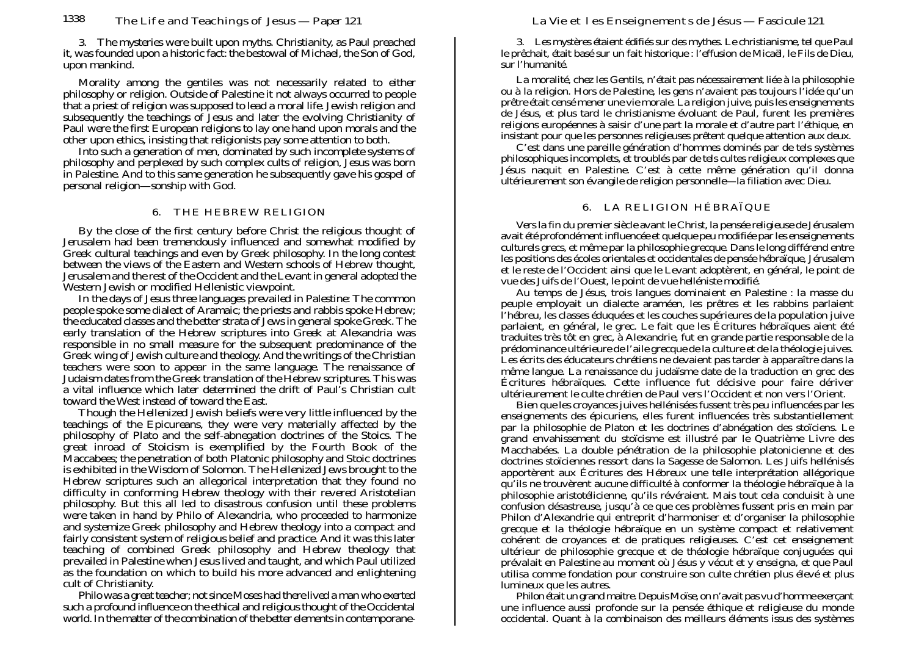3. The mysteries were built upon myths. Christianity, as Paul preached it, was founded upon a historic fact: the bestowal of Michael, the Son of God, upon mankind.

Morality among the gentiles was not necessarily related to either philosophy or religion. Outside of Palestine it not always occurred to people that a priest of religion was supposed to lead a moral life. Jewish religion and subsequently the teachings of Jesus and later the evolving Christianity of Paul were the first European religions to lay one hand upon morals and the other upon ethics, insisting that religionists pay some attention to both.

Into such a generation of men, dominated by such incomplete systems of philosophy and perplexed by such complex cults of religion, Jesus was born in Palestine. And to this same generation he subsequently gave his gospel of personal religion—sonship with God.

## 6. THE HEBREW RELIGION

By the close of the first century before Christ the religious thought of Jerusalem had been tremendously influenced and somewhat modified by Greek cultural teachings and even by Greek philosophy. In the long contest between the views of the Eastern and Western schools of Hebrew thought, Jerusalem and the rest of the Occident and the Levant in general adopted the Western Jewish or modified Hellenistic viewpoint.

In the days of Jesus three languages prevailed in Palestine: The common people spoke some dialect of Aramaic; the priests and rabbis spoke Hebrew; the educated classes and the better strata of Jews in general spoke Greek. The early translation of the Hebrew scriptures into Greek at Alexandria was responsible in no small measure for the subsequent predominance of the Greek wing of Jewish culture and theology. And the writings of the Christian teachers were soon to appear in the same language. The renaissance of Judaism dates from the Greek translation of the Hebrew scriptures. This was a vital influence which later determined the drift of Paul's Christian cult toward the West instead of toward the East.

Though the Hellenized Jewish beliefs were very little influenced by the teachings of the Epicureans, they were very materially affected by the philosophy of Plato and the self-abnegation doctrines of the Stoics. The great inroad of Stoicism is exemplified by the Fourth Book of the Maccabees; the penetration of both Platonic philosophy and Stoic doctrines is exhibited in the Wisdom of Solomon. The Hellenized Jews brought to the Hebrew scriptures such an allegorical interpretation that they found no difficulty in conforming Hebrew theology with their revered Aristotelian philosophy. But this all led to disastrous confusion until these problems were taken in hand by Philo of Alexandria, who proceeded to harmonize and systemize Greek philosophy and Hebrew theology into a compact and fairly consistent system of religious belief and practice. And it was this later teaching of combined Greek philosophy and Hebrew theology that prevailed in Palestine when Jesus lived and taught, and which Paul utilized as the foundation on which to build his more advanced and enlightening cult of Christianity.

Philo was a great teacher; not since Moses had there lived a man who exerted such a profound influence on the ethical and religious thought of the Occidental world. In the matter of the combination of the better elements in contempo­rane-

3. Les mystères étaient édifiés sur des mythes. Le christianisme, tel que Paul le prêchait, était basé sur un fait historique : l'effusion de Micaël, le Fils de Dieu, sur l'humanité.

La moralité, chez les Gentils, n'était pas nécessairement liée à la philosophie ou à la religion. Hors de Palestine, les gens n'avaient pas toujours l'idée qu'un prêtre était censé mener une vie morale. La religion juive, puis les enseignements de Jésus, et plus tard le christianisme évoluant de Paul, furent les premières religions européennes à saisir d'une part la morale et d'autre part l'éthique, en insistant pour que les personnes religieuses prêtent quelque attention aux deux.

C'est dans une pareille génération d'hommes dominés par de tels systèmes philosophiques incomplets, et troublés par de tels cultes religieux complexes que Jésus naquit en Palestine. C'est à cette même génération qu'il donna ultérieurement son évangile de religion personnelle—la filiation avec Dieu.

## 6. LA RELIGION HÉBRAÏQUE

Vers la fin du premier siècle avant le Christ, la pensée religieuse de Jérusalem avait été profondément influencée et quelque peu modifiée par les enseignements culturels grecs, et même par la philosophie grecque. Dans le long différend entre les positions des écoles orientales et occidentales de pensée hébraïque, Jérusalem et le reste de l'Occident ainsi que le Levant adoptèrent, en général, le point de vue des Juifs de l'Ouest, le point de vue hellénisté modifié.

Au temps de Jésus, trois langues dominaient en Palestine : la masse du peuple employait un dialecte araméen, les prêtres et les rabbins parlaient l'hébreu, les classes éduquées et les couches supérieures de la population juive parlaient, en général, le grec. Le fait que les Écritures hébraïques aient été traduites très tôt en grec, à Alexandrie, fut en grande partie responsable de la prédominance ultérieure de l'aile grecque de la culture et de la théologie juives. Les écrits des éducateurs chrétiens ne devaient pas tarder à apparaître dans la même langue. La renaissance du judaïsme date de la traduction en grec des Écritures hébraïques. Cette influence fut décisive pour faire dériver ultérieurement le culte chrétien de Paul vers l'Occident et non vers l'Orient.

Bien que les croyances juives hellénisées fussent très peu influencées par les enseignements des épicuriens, elles furent influencées très substantiellement par la philosophie de Platon et les doctrines d'abnégation des stoïciens. Le grand envahissement du stoïcisme est illustré par le Quatrième Livre des Macchabées. La double pénétration de la philosophie platonicienne et des doctrines stoïciennes ressort dans la Sagesse de Salomon. Les Juifs hellénisés apportèrent aux Écritures des Hébreux une telle interprétation allégorique qu'ils ne trouvèrent aucune difficulté à conformer la théologie hébraïque à la philosophie aristotélicienne, qu'ils révéraient. Mais tout cela conduisit à une confusion désastreuse, jusqu'à ce que ces problèmes fussent pris en main par Philon d'Alexandrie qui entreprit d'harmoniser et d'organiser la philosophie grecque et la théologie hébraïque en un système compact et relativement cohérent de croyances et de pratiques religieuses. C'est cet enseignement ultérieur de philosophie grecque et de théologie hébraïque conjuguées qui prévalait en Palestine au moment où Jésus y vécut et y enseigna, et que Paul utilisa comme fondation pour construire son culte chrétien plus élevé et plus lumineux que les autres.

Philon était un grand maitre. Depuis Moïse, on n'avait pas vu d'homme exerçant une influence aussi profonde sur la pensée éthique et religieuse du monde occidental. Quant à la combinaison des meilleurs éléments issus des systèmes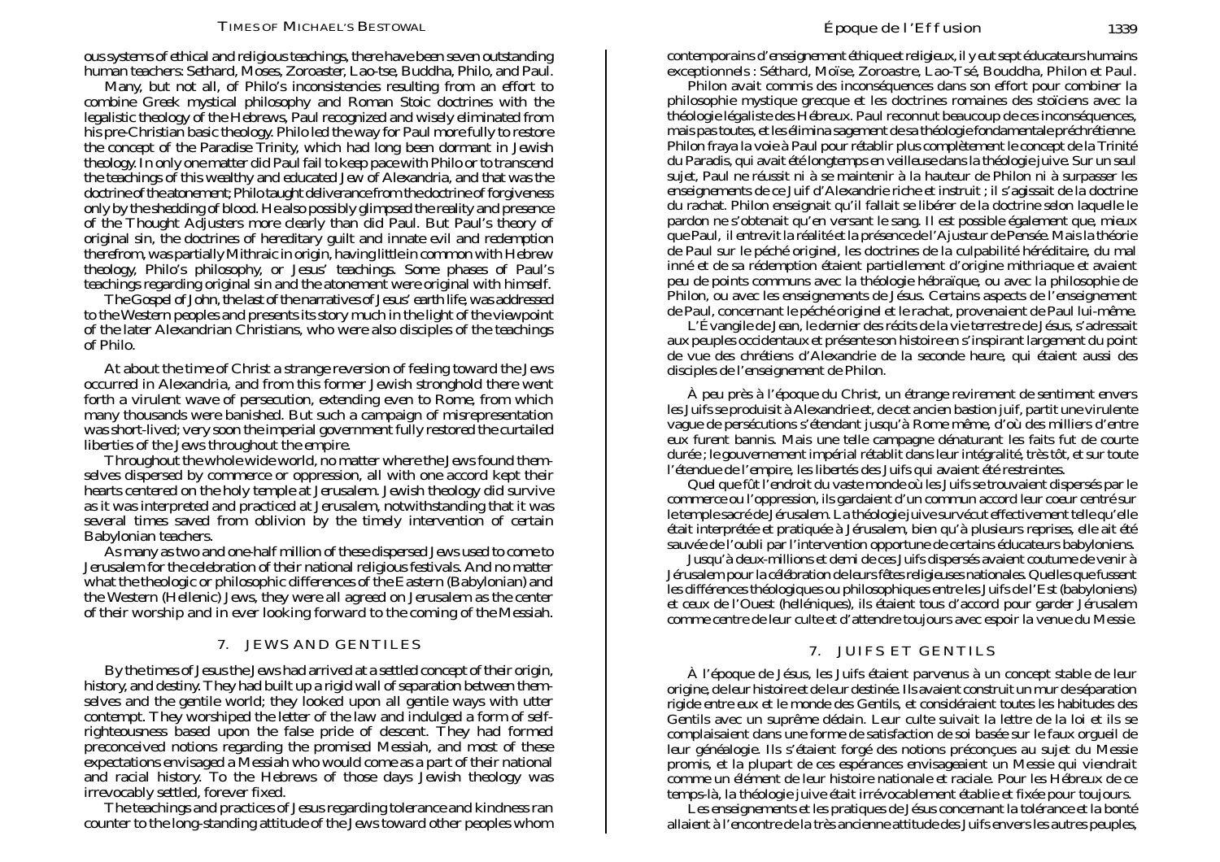ous systems of ethical and religious teachings, there have been seven outstanding human teachers: Sethard, Moses, Zoroaster, Lao-tse, Buddha, Philo, and Paul.

Many, but not all, of Philo's inconsistencies resulting from an effort to combine Greek mystical philosophy and Roman Stoic doctrines with the legalistic theology of the Hebrews, Paul recognized and wisely eliminated from his pre-Christian basic theology. Philo led the way for Paul more fully to restore the concept of the Paradise Trinity, which had long been dormant in Jewish theology. In only one matter did Paul fail to keep pace with Philo or to transcend the teachings of this wealthy and educated Jew of Alexandria, and that was the doctrine of the atonement; Philo taught deliverance from the doctrine of forgiveness only by the shedding of blood. He also possibly glimpsed the reality and presence of the Thought Adjusters more clearly than did Paul. But Paul's theory of original sin, the doctrines of hereditary guilt and innate evil and redemption therefrom, was partially Mithraic in origin, having little in common with Hebrew theology, Philo's philosophy, or Jesus' teachings. Some phases of Paul's teachings regarding original sin and the atonement were original with himself.

The Gospel of John, the last of the narratives of Jesus' earth life, was addressed to the Western peoples and presents its story much in the light of the viewpoint of the later Alexandrian Christians, who were also disciples of the teachings of Philo.

At about the time of Christ a strange reversion of feeling toward the Jews occurred in Alexandria, and from this former Jewish stronghold there went forth a virulent wave of persecution, extending even to Rome, from which many thousands were banished. But such a campaign of misrepresentation was short-lived; very soon the imperial government fully restored the curtailed liberties of the Jews throughout the empire.

Throughout the whole wide world, no matter where the Jews found themselves dispersed by commerce or oppression, all with one accord kept their hearts centered on the holy temple at Jerusalem. Jewish theology did survive as it was interpreted and practiced at Jerusalem, notwithstanding that it was several times saved from oblivion by the timely intervention of certain Babylonian teachers.

As many as two and one-half million of these dispersed Jews used to come to Jerusalem for the celebration of their national religious festivals. And no matter what the theologic or philosophic differences of the Eastern (Babylonian) and the Western (Hellenic) Jews, they were all agreed on Jerusalem as the center of their worship and in ever looking forward to the coming of the Messiah.

## 7. JEWS AND GENTILES

By the times of Jesus the Jews had arrived at a settled concept of their origin, history, and destiny. They had built up a rigid wall of separation between themselves and the gentile world; they looked upon all gentile ways with utter contempt. They worshiped the letter of the law and indulged a form of self-righteousness based upon the false pride of descent. They had formed preconceived notions regarding the promised Messiah, and most of these expectations envisaged a Messiah who would come as a part of their national and racial history. To the Hebrews of those days Jewish theology was irrevocably settled, forever fixed.

The teachings and practices of Jesus regarding tolerance and kindness ran counter to the long-standing attitude of the Jews toward other peoples whom

contemporains d'enseignement éthique et religieux, il y eut sept éducateurs humains exceptionnels : Séthard, Moïse, Zoroastre, Lao-Tsé, Bouddha, Philon et Paul.

Philon avait commis des inconséquences dans son effort pour combiner la philosophie mystique grecque et les doctrines romaines des stoïciens avec la théologie légaliste des Hébreux. Paul reconnut beaucoup de ces inconséquences, mais pas toutes, et les élimina sagement de sa théologie fondamentale préchrétienne. Philon fraya la voie à Paul pour rétablir plus complètement le concept de la Trinité du Paradis, qui avait été longtemps en veilleuse dans la théologie juive. Sur un seul sujet, Paul ne réussit ni à se maintenir à la hauteur de Philon ni à surpasser les enseignements de ce Juif d'Alexandrie riche et instruit ; il s'agissait de la doctrine du rachat. Philon enseignait qu'il fallait se libérer de la doctrine selon laquelle le pardon ne s'obtenait qu'en versant le sang. Il est possible également que, mieux que Paul, il entrevit la réalité et la présence de l'Ajusteur de Pensée. Mais la théorie de Paul sur le péché originel, les doctrines de la culpabilité héréditaire, du mal inné et de sa rédemption étaient partiellement d'origine mithriaque et avaient peu de points communs avec la théologie hébraïque, ou avec la philosophie de Philon, ou avec les enseignements de Jésus. Certains aspects de l'enseignement de Paul, concernant le péché originel et le rachat, provenaient de Paul lui-même.

L'Évangile de Jean, le dernier des récits de la vie terrestre de Jésus, s'adressait aux peuples occidentaux et présente son histoire en s'inspirant largement du point de vue des chrétiens d'Alexandrie de la seconde heure, qui étaient aussi des disciples de l'enseignement de Philon.

À peu près à l'époque du Christ, un étrange revirement de sentiment envers les Juifs se produisit à Alexandrie et, de cet ancien bastion juif, partit une virulente vague de persécutions s'étendant jusqu'à Rome même, d'où des milliers d'entre eux furent bannis. Mais une telle campagne dénaturant les faits fut de courte durée ; le gouvernement impérial rétablit dans leur intégralité, très tôt, et sur toute l'étendue de l'empire, les libertés des Juifs qui avaient été restreintes.

Quel que fût l'endroit du vaste monde où les Juifs se trouvaient dispersés par le commerce ou l'oppression, ils gardaient d'un commun accord leur coeur centré sur le temple sacré de Jérusalem. La théologie juive survécut effectivement telle qu'elle était interprétée et pratiquée à Jérusalem, bien qu'à plusieurs reprises, elle ait été sauvée de l'oubli par l'intervention opportune de certains éducateurs babyloniens.

Jusqu'à deux-millions et demi de ces Juifs dispersés avaient coutume de venir à Jérusalem pour la célébration de leurs fêtes religieuses nationales. Quelles que fussent les différences théologiques ou philosophiques entre les Juifs de l'Est (babyloniens) et ceux de l'Ouest (helléniques), ils étaient tous d'accord pour garder Jérusalem comme centre de leur culte et d'attendre toujours avec espoir la venue du Messie.

## 7. JUIFS ET GENTILS

À l'époque de Jésus, les Juifs étaient parvenus à un concept stable de leur origine, de leur histoire et de leur destinée. Ils avaient construit un mur de séparation rigide entre eux et le monde des Gentils, et considéraient toutes les habitudes des Gentils avec un suprême dédain. Leur culte suivait la lettre de la loi et ils se complaisaient dans une forme de satisfaction de soi basée sur le faux orgueil de leur généalogie. Ils s'étaient forgé des notions préconçues au sujet du Messie promis, et la plupart de ces espérances envisageaient un Messie qui viendrait comme un élément de leur histoire nationale et raciale. Pour les Hébreux de ce temps-là, la théologie juive était irrévocablement établie et fixée pour toujours.

Les enseignements et les pratiques de Jésus concernant la tolérance et la bonté allaient à l'encontre de la très ancienne attitude des Juifs envers les autres peuples,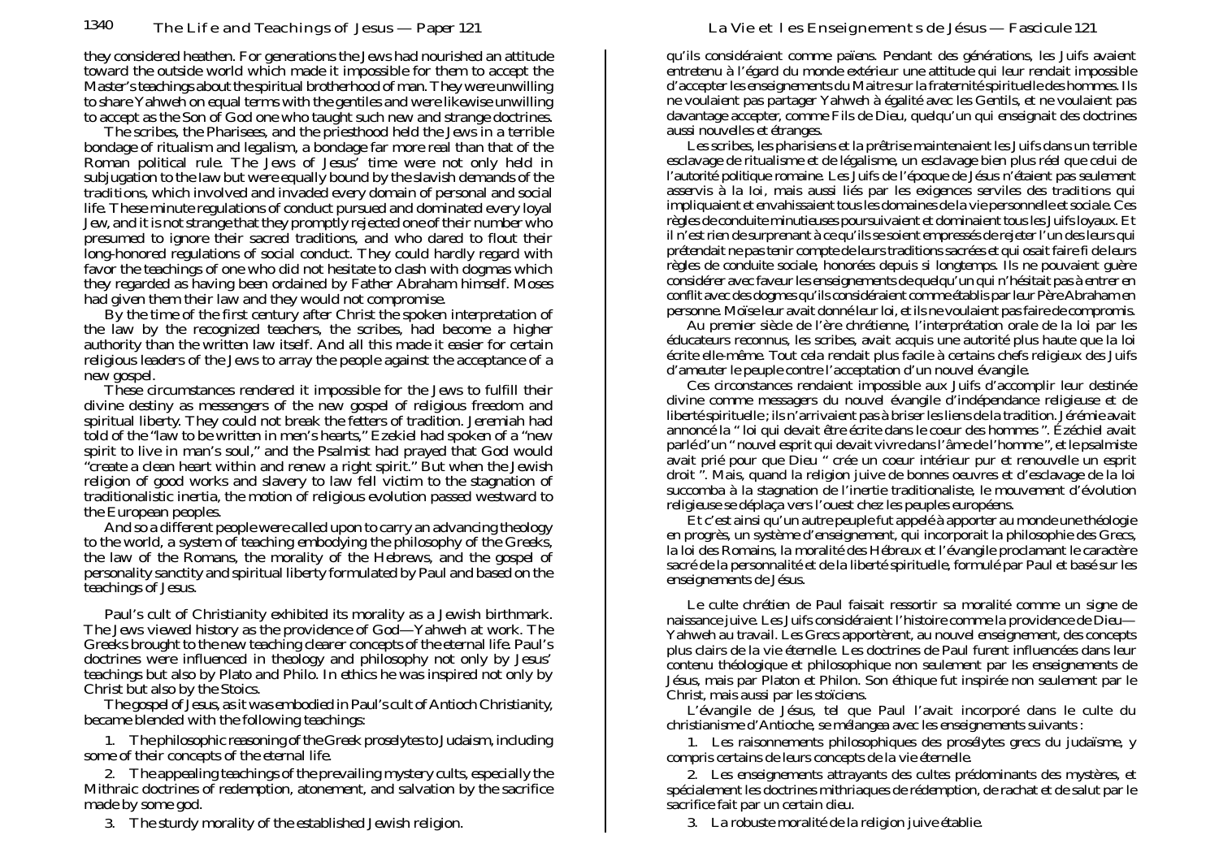they considered heathen. For generations the Jews had nourished an attitude toward the outside world which made it impossible for them to accept the Master's teachings about the spiritual brotherhood of man. They were unwilling to share Yahweh on equal terms with the gentiles and were likewise unwilling to accept as the Son of God one who taught such new and strange doctrines.

The scribes, the Pharisees, and the priesthood held the Jews in a terrible bondage of ritualism and legalism, a bondage far more real than that of the Roman political rule. The Jews of Jesus' time were not only held in subjugation to the law but were equally bound by the slavish demands of the traditions, which involved and invaded every domain of personal and social life. These minute regulations of conduct pursued and dominated every loyal Jew, and it is not strange that they promptly rejected one of their number who presumed to ignore their sacred traditions, and who dared to flout their long-honored regulations of social conduct. They could hardly regard with favor the teachings of one who did not hesitate to clash with dogmas which they regarded as having been ordained by Father Abraham himself. Moses had given them their law and they would not compromise.

By the time of the first century after Christ the spoken interpretation of the law by the recognized teachers, the scribes, had become a higher authority than the written law itself. And all this made it easier for certain religious leaders of the Jews to array the people against the acceptance of a new gospel.

These circumstances rendered it impossible for the Jews to fulfill their divine destiny as messengers of the new gospel of religious freedom and spiritual liberty. They could not break the fetters of tradition. Jeremiah had told of the "law to be written in men's hearts," Ezekiel had spoken of a "new spirit to live in man's soul," and the Psalmist had prayed that God would "create a clean heart within and renew a right spirit." But when the Jewish religion of good works and slavery to law fell victim to the stagnation of traditionalistic inertia, the motion of religious evolution passed westward to the European peoples.

And so a different people were called upon to carry an advancing theology to the world, a system of teaching embodying the philosophy of the Greeks, the law of the Romans, the morality of the Hebrews, and the gospel of personality sanctity and spiritual liberty formulated by Paul and based on the teachings of Jesus.

Paul's cult of Christianity exhibited its morality as a Jewish birthmark. The Jews viewed history as the providence of God—Yahweh at work. The Greeks brought to the new teaching clearer concepts of the eternal life. Paul's doctrines were influenced in theology and philosophy not only by Jesus' teachings but also by Plato and Philo. In ethics he was inspired not only by Christ but also by the Stoics.

The gospel of Jesus, as it was embodied in Paul's cult of Antioch Christianity, became blended with the following teachings:

1. The philosophic reasoning of the Greek proselytes to Judaism, including some of their concepts of the eternal life.

2. The appealing teachings of the prevailing mystery cults, especially the Mithraic doctrines of redemption, atonement, and salvation by the sacrifice made by some god.

3. The sturdy morality of the established Jewish religion.

qu'ils considéraient comme païens. Pendant des générations, les Juifs avaient entretenu à l'égard du monde extérieur une attitude qui leur rendait impossible d'accepter les enseignements du Maitre sur la fraternité spirituelle des hommes. Ils ne voulaient pas partager Yahweh à égalité avec les Gentils, et ne voulaient pas davantage accepter, comme Fils de Dieu, quelqu'un qui enseignait des doctrines aussi nouvelles et étranges.

Les scribes, les pharisiens et la prêtrise maintenaient les Juifs dans un terrible esclavage de ritualisme et de légalisme, un esclavage bien plus réel que celui de l'autorité politique romaine. Les Juifs de l'époque de Jésus n'étaient pas seulement asservis à la loi, mais aussi liés par les exigences serviles des traditions qui impliquaient et envahissaient tous les domaines de la vie personnelle et sociale. Ces règles de conduite minutieuses poursuivaient et dominaient tous les Juifs loyaux. Et il n'est rien de surprenant à ce qu'ils se soient empressés de rejeter l'un des leurs qui prétendait ne pas tenir compte de leurs traditions sacrées et qui osait faire fi de leurs règles de conduite sociale, honorées depuis si longtemps. Ils ne pouvaient guère considérer avec faveur les enseignements de quelqu'un qui n'hésitait pas à entrer en conflit avec des dogmes qu'ils considéraient comme établis par leur Père Abraham en personne. Moïse leur avait donné leur loi, et ils ne voulaient pas faire de compromis.

Au premier siècle de l'ère chrétienne, l'interprétation orale de la loi par les éducateurs reconnus, les scribes, avait acquis une autorité plus haute que la loi écrite elle-même. Tout cela rendait plus facile à certains chefs religieux des Juifs d'ameuter le peuple contre l'acceptation d'un nouvel évangile.

Ces circonstances rendaient impossible aux Juifs d'accomplir leur destinée divine comme messagers du nouvel évangile d'indépendance religieuse et de liberté spirituelle ; ils n'arrivaient pas à briser les liens de la tradition. Jérémie avait annoncé la " loi qui devait être écrite dans le coeur des hommes ". Ézéchiel avait parlé d'un " nouvel esprit qui devait vivre dans l'âme de l'homme ", et le psalmiste avait prié pour que Dieu " crée un coeur intérieur pur et renouvelle un esprit droit ". Mais, quand la religion juive de bonnes oeuvres et d'esclavage de la loi succomba à la stagnation de l'inertie traditionaliste, le mouvement d'évolution religieuse se déplaça vers l'ouest chez les peuples européens.

Et c'est ainsi qu'un autre peuple fut appelé à apporter au monde une théologie en progrès, un système d'enseignement, qui incorporait la philosophie des Grecs, la loi des Romains, la moralité des Hébreux et l'évangile proclamant le caractère sacré de la personnalité et de la liberté spirituelle, formulé par Paul et basé sur les enseignements de Jésus.

Le culte chrétien de Paul faisait ressortir sa moralité comme un signe de naissance juive. Les Juifs considéraient l'histoire comme la providence de Dieu—Yahweh au travail. Les Grecs apportèrent, au nouvel enseignement, des concepts plus clairs de la vie éternelle. Les doctrines de Paul furent influencées dans leur contenu théologique et philosophique non seulement par les enseignements de Jésus, mais par Platon et Philon. Son éthique fut inspirée non seulement par le Christ, mais aussi par les stoïciens.

L'évangile de Jésus, tel que Paul l'avait incorporé dans le culte du christianisme d'Antioche, se mélangea avec les enseignements suivants :

1. Les raisonnements philosophiques des prosélytes grecs du judaïsme, y compris certains de leurs concepts de la vie éternelle.

2. Les enseignements attrayants des cultes prédominants des mystères, et spécialement les doctrines mithriaques de rédemption, de rachat et de salut par le sacrifice fait par un certain dieu.

3. La robuste moralité de la religion juive établie.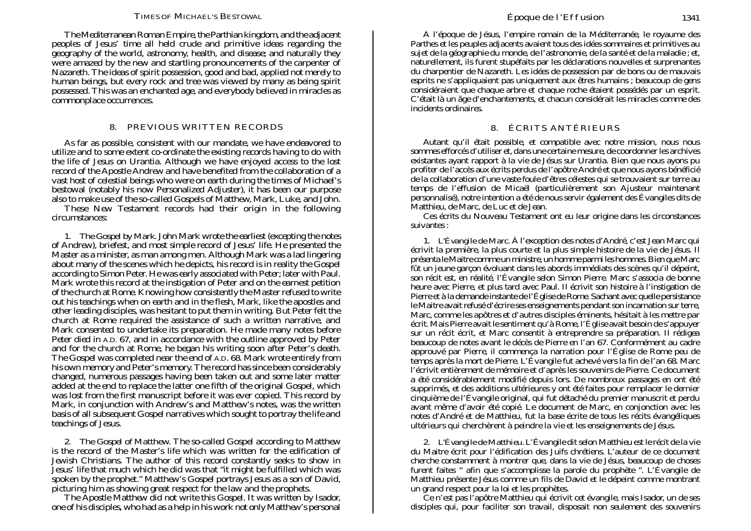The Mediterranean Roman Empire, the Parthian kingdom, and the adjacent peoples of Jesus' time all held crude and primitive ideas regarding the geography of the world, astronomy, health, and disease; and naturally they were amazed by the new and startling pronouncements of the carpenter of Nazareth. The ideas of spirit possession, good and bad, applied not merely to human beings, but every rock and tree was viewed by many as being spirit possessed. This was an enchanted age, and everybody believed in miracles as commonplace occurrences.

## 8. PREVIOUS WRITTEN RECORDS

As far as possible, consistent with our mandate, we have endeavored to utilize and to some extent co-ordinate the existing records having to do with the life of Jesus on Urantia. Although we have enjoyed access to the lost record of the Apostle Andrew and have benefited from the collaboration of a vast host of celestial beings who were on earth during the times of Michael's bestowal (notably his now Personalized Adjuster), it has been our purpose also to make use of the so-called Gospels of Matthew, Mark, Luke, and John.

These New Testament records had their origin in the following circumstances:

1. *The Gospel by Mark.* John Mark wrote the earliest (excepting the notes of Andrew), briefest, and most simple record of Jesus' life. He presented the Master as a minister, as man among men. Although Mark was a lad lingering about many of the scenes which he depicts, his record is in reality the Gospel according to Simon Peter. He was early associated with Peter; later with Paul. Mark wrote this record at the instigation of Peter and on the earnest petition of the church at Rome. Knowing how consistently the Master refused to write out his teachings when on earth and in the flesh, Mark, like the apostles and other leading disciples, was hesitant to put them in writing. But Peter felt the church at Rome required the assistance of such a written narrative, and Mark consented to undertake its preparation. He made many notes before Peter died in A.D. 67, and in accordance with the outline approved by Peter and for the church at Rome, he began his writing soon after Peter's death. The Gospel was completed near the end of A.D. 68. Mark wrote entirely from his own memory and Peter's memory. The record has since been considerably changed, numerous passages having been taken out and some later matter added at the end to replace the latter one fifth of the original Gospel, which was lost from the first manuscript before it was ever copied. This record by Mark, in conjunction with Andrew's and Matthew's notes, was the written basis of all subsequent Gospel narratives which sought to portray the life and teachings of Jesus.

2. *The Gospel of Matthew.* The so-called Gospel according to Matthew is the record of the Master's life which was written for the edification of Jewish Christians. The author of this record constantly seeks to show in Jesus' life that much which he did was that "it might be fulfilled which was spoken by the prophet." Matthew's Gospel portrays Jesus as a son of David, picturing him as showing great respect for the law and the prophets.

The Apostle Matthew did not write this Gospel. It was written by Isador, one of his disciples, who had as a help in his work not only Matthew's personal

À l'époque de Jésus, l'empire romain de la Méditerranée, le royaume des Parthes et les peuples adjacents avaient tous des idées sommaires et primitives au sujet de la géographie du monde, de l'astronomie, de la santé et de la maladie ; et, naturellement, ils furent stupéfaits par les déclarations nouvelles et surprenantes du charpentier de Nazareth. Les idées de possession par de bons ou de mauvais esprits ne s'appliquaient pas uniquement aux êtres humains ; beaucoup de gens considéraient que chaque arbre et chaque roche étaient possédés par un esprit. C'était là un âge d'enchantements, et chacun considérait les miracles comme des incidents ordinaires.

## 8. ÉCRITS ANTÉRIEURS

Autant qu'il était possible, et compatible avec notre mission, nous nous sommes efforcés d'utiliser et, dans une certaine mesure, de coordonner les archives existantes ayant rapport à la vie de Jésus sur Urantia. Bien que nous ayons pu profiter de l'accès aux écrits perdus de l'apôtre André et que nous ayons bénéficié de la collaboration d'une vaste foule d'êtres célestes qui se trouvaient sur terre au temps de l'effusion de Micaël (particulièrement son Ajusteur maintenant personnalisé), notre intention a été de nous servir également des Évangiles dits de Matthieu, de Marc, de Luc et de Jean.

Ces écrits du Nouveau Testament ont eu leur origine dans les circonstances suivantes :

1. *L'Évangile de Marc.* À l'exception des notes d'André, c'est Jean Marc qui écrivit la première, la plus courte et la plus simple histoire de la vie de Jésus. Il présenta le Maitre comme un ministre, un homme parmi les hommes. Bien que Marc fût un jeune garçon évoluant dans les abords immédiats des scènes qu'il dépeint, son récit est, en réalité, l'Évangile selon Simon Pierre. Marc s'associa de bonne heure avec Pierre, et plus tard avec Paul. Il écrivit son histoire à l'instigation de Pierre et à la demande instante de l'Église de Rome. Sachant avec quelle persistance le Maitre avait refusé d'écrire ses enseignements pendant son incarnation sur terre, Marc, comme les apôtres et d'autres disciples éminents, hésitait à les mettre par écrit. Mais Pierre avait le sentiment qu'à Rome, l'Église avait besoin de s'appuyer sur un récit écrit, et Marc consentit à entreprendre sa préparation. Il rédigea beaucoup de notes avant le décès de Pierre en l'an 67. Conformément au cadre approuvé par Pierre, il commença la narration pour l'Église de Rome peu de temps après la mort de Pierre. L'Évangile fut achevé vers la fin de l'an 68. Marc l'écrivit entièrement de mémoire et d'après les souvenirs de Pierre. Ce document a été considérablement modifié depuis lors. De nombreux passages en ont été supprimés, et des additions ultérieures y ont été faites pour remplacer le dernier cinquième de l'Évangile original, qui fut détaché du premier manuscrit et perdu avant même d'avoir été copié. Le document de Marc, en conjonction avec les notes d'André et de Matthieu, fut la base écrite de tous les récits évangéliques ultérieurs qui cherchèrent à peindre la vie et les enseignements de Jésus.

2. *L'Évangile de Matthieu.* L'Évangile dit selon Matthieu est le récit de la vie du Maitre écrit pour l'édification des Juifs chrétiens. L'auteur de ce document cherche constamment à montrer que, dans la vie de Jésus, beaucoup de choses furent faites " afin que s'accomplisse la parole du prophète ". L'Évangile de Matthieu présente Jésus comme un fils de David et le dépeint comme montrant un grand respect pour la loi et les prophètes.

Ce n'est pas l'apôtre Matthieu qui écrivit cet évangile, mais Isador, un de ses disciples qui, pour faciliter son travail, disposait non seulement des souvenirs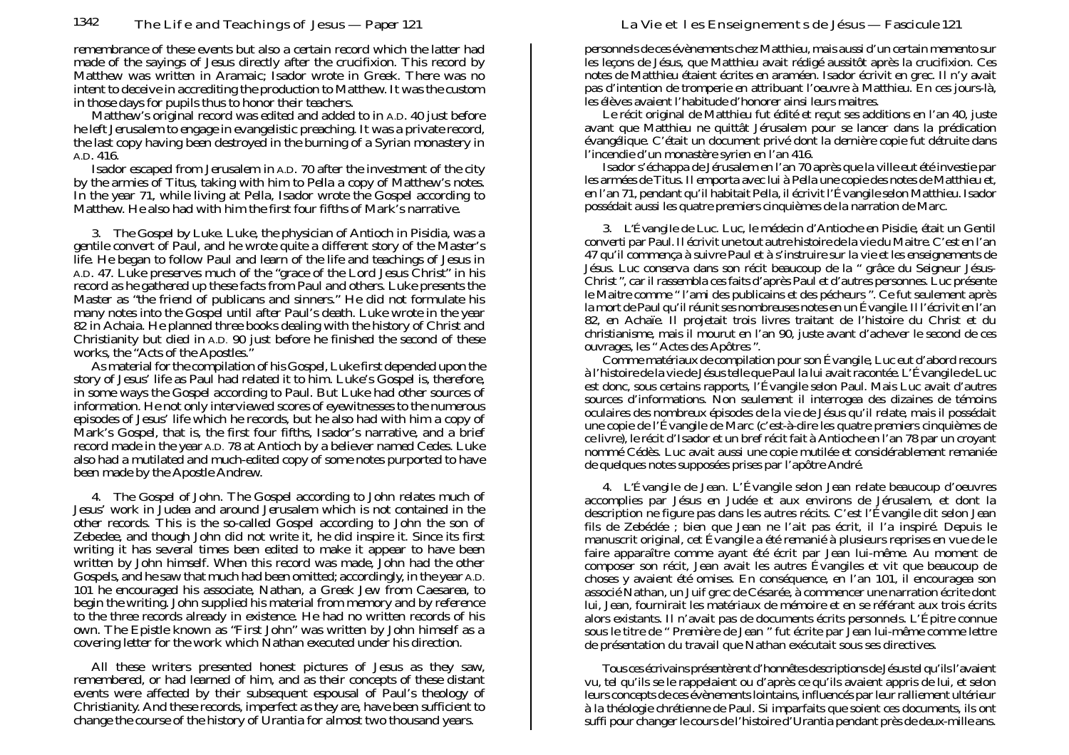remembrance of these events but also a certain record which the latter had made of the sayings of Jesus directly after the crucifixion. This record by Matthew was written in Aramaic; Isador wrote in Greek. There was no intent to deceive in accrediting the production to Matthew. It was the custom in those days for pupils thus to honor their teachers.

Matthew's original record was edited and added to in A.D. 40 just before he left Jerusalem to engage in evangelistic preaching. It was a private record, the last copy having been destroyed in the burning of a Syrian monastery in A.D. 416.

Isador escaped from Jerusalem in A.D. 70 after the investment of the city by the armies of Titus, taking with him to Pella a copy of Matthew's notes. In the year 71, while living at Pella, Isador wrote the Gospel according to Matthew. He also had with him the first four fifths of Mark's narrative.

3. *The Gospel by Luke.* Luke, the physician of Antioch in Pisidia, was a gentile convert of Paul, and he wrote quite a different story of the Master's life. He began to follow Paul and learn of the life and teachings of Jesus in A.D. 47. Luke preserves much of the "grace of the Lord Jesus Christ" in his record as he gathered up these facts from Paul and others. Luke presents the Master as "the friend of publicans and sinners." He did not formulate his many notes into the Gospel until after Paul's death. Luke wrote in the year 82 in Achaia. He planned three books dealing with the history of Christ and Christianity but died in A.D. 90 just before he finished the second of these works, the "Acts of the Apostles."

As material for the compilation of his Gospel, Luke first depended upon the story of Jesus' life as Paul had related it to him. Luke's Gospel is, therefore, in some ways the Gospel according to Paul. But Luke had other sources of information. He not only interviewed scores of eyewitnesses to the numerous episodes of Jesus' life which he records, but he also had with him a copy of Mark's Gospel, that is, the first four fifths, Isador's narrative, and a brief record made in the year A.D. 78 at Antioch by a believer named Cedes. Luke also had a mutilated and much-edited copy of some notes purported to have been made by the Apostle Andrew.

4. *The Gospel of John.* The Gospel according to John relates much of Jesus' work in Judea and around Jerusalem which is not contained in the other records. This is the so-called Gospel according to John the son of Zebedee, and though John did not write it, he did inspire it. Since its first writing it has several times been edited to make it appear to have been written by John himself. When this record was made, John had the other Gospels, and he saw that much had been omitted; accordingly, in the year A.D. 101 he encouraged his associate, Nathan, a Greek Jew from Caesarea, to begin the writing. John supplied his material from memory and by reference to the three records already in existence. He had no written records of his own. The Epistle known as "First John" was written by John himself as a covering letter for the work which Nathan executed under his direction.

All these writers presented honest pictures of Jesus as they saw, remembered, or had learned of him, and as their concepts of these distant events were affected by their subsequent espousal of Paul's theology of Christianity. And these records, imperfect as they are, have been sufficient to change the course of the history of Urantia for almost two thousand years.

personnels de ces évènements chez Matthieu, mais aussi d'un certain memento sur les leçons de Jésus, que Matthieu avait rédigé aussitôt après la crucifixion. Ces notes de Matthieu étaient écrites en araméen. Isador écrivit en grec. Il n'y avait pas d'intention de tromperie en attribuant l'oeuvre à Matthieu. En ces jours-là, les élèves avaient l'habitude d'honorer ainsi leurs maitres.

Le récit original de Matthieu fut édité et reçut ses additions en l'an 40, juste avant que Matthieu ne quittât Jérusalem pour se lancer dans la prédication évangélique. C'était un document privé dont la dernière copie fut détruite dans l'incendie d'un monastère syrien en l'an 416.

Isador s'échappa de Jérusalem en l'an 70 après que la ville eut été investie par les armées de Titus. Il emporta avec lui à Pella une copie des notes de Matthieu et, en l'an 71, pendant qu'il habitait Pella, il écrivit l'Évangile selon Matthieu. Isador possédait aussi les quatre premiers cinquièmes de la narration de Marc.

3. *L'Évangile de Luc.* Luc, le médecin d'Antioche en Pisidie, était un Gentil converti par Paul. Il écrivit une tout autre histoire de la vie du Maitre. C'est en l'an 47 qu'il commença à suivre Paul et à s'instruire sur la vie et les enseignements de Jésus. Luc conserva dans son récit beaucoup de la " grâce du Seigneur Jésus-Christ ", car il rassembla ces faits d'après Paul et d'autres personnes. Luc présente le Maitre comme " l'ami des publicains et des pécheurs ". Ce fut seulement après la mort de Paul qu'il réunit ses nombreuses notes en un Évangile. Il l'écrivit en l'an 82, en Achaïe. Il projetait trois livres traitant de l'histoire du Christ et du christianisme, mais il mourut en l'an 90, juste avant d'achever le second de ces ouvrages, les " Actes des Apôtres ".

Comme matériaux de compilation pour son Évangile, Luc eut d'abord recours à l'histoire de la vie de Jésus telle que Paul la lui avait racontée. L'Évangile de Luc est donc, sous certains rapports, l'Évangile selon Paul. Mais Luc avait d'autres sources d'informations. Non seulement il interrogea des dizaines de témoins oculaires des nombreux épisodes de la vie de Jésus qu'il relate, mais il possédait une copie de l'Évangile de Marc (c'est-à-dire les quatre premiers cinquièmes de ce livre), le récit d'Isador et un bref récit fait à Antioche en l'an 78 par un croyant nommé Cédès. Luc avait aussi une copie mutilée et considérablement remaniée de quelques notes supposées prises par l'apôtre André.

4. *L'Évangile de Jean.* L'Évangile selon Jean relate beaucoup d'oeuvres accomplies par Jésus en Judée et aux environs de Jérusalem, et dont la description ne figure pas dans les autres récits. C'est l'Évangile dit selon Jean fils de Zébédée ; bien que Jean ne l'ait pas écrit, il l'a inspiré. Depuis le manuscrit original, cet Évangile a été remanié à plusieurs reprises en vue de le faire apparaître comme ayant été écrit par Jean lui-même. Au moment de composer son récit, Jean avait les autres Évangiles et vit que beaucoup de choses y avaient été omises. En conséquence, en l'an 101, il encouragea son associé Nathan, un Juif grec de Césarée, à commencer une narration écrite dont lui, Jean, fournirait les matériaux de mémoire et en se référant aux trois écrits alors existants. Il n'avait pas de documents écrits personnels. L'Épitre connue sous le titre de " Première de Jean " fut écrite par Jean lui-même comme lettre de présentation du travail que Nathan exécutait sous ses directives.

Tous ces écrivains présentèrent d'honnêtes descriptions de Jésus tel qu'ils l'avaient vu, tel qu'ils se le rappelaient ou d'après ce qu'ils avaient appris de lui, et selon leurs concepts de ces évènements lointains, influencés par leur ralliement ultérieur à la théologie chrétienne de Paul. Si imparfaits que soient ces documents, ils ont suffi pour changer le cours de l'histoire d'Urantia pendant près de deux-mille ans.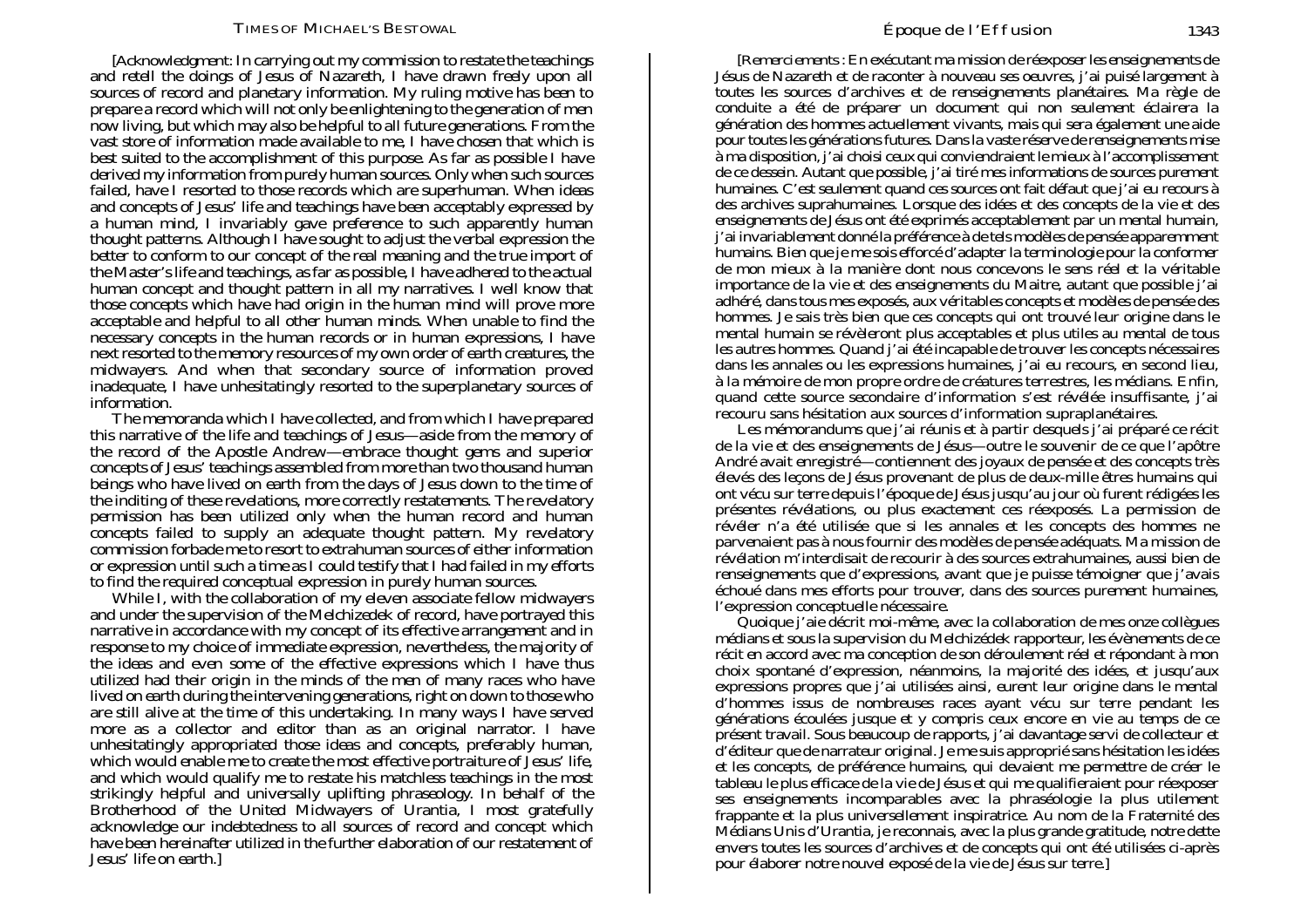[*Acknowledgment:* In carrying out my commission to restate the teachings and retell the doings of Jesus of Nazareth, I have drawn freely upon all sources of record and planetary information. My ruling motive has been to prepare a record which will not only be enlightening to the generation of men now living, but which may also be helpful to all future generations. From the vast store of information made available to me, I have chosen that which is best suited to the accomplishment of this purpose. As far as possible I have derived my information from purely human sources. Only when such sources failed, have I resorted to those records which are superhuman. When ideas and concepts of Jesus' life and teachings have been acceptably expressed by a human mind, I invariably gave preference to such apparently human thought patterns. Although I have sought to adjust the verbal expression the better to conform to our concept of the real meaning and the true import of the Master's life and teachings, as far as possible, I have adhered to the actual human concept and thought pattern in all my narratives. I well know that those concepts which have had origin in the human mind will prove more acceptable and helpful to all other human minds. When unable to find the necessary concepts in the human records or in human expressions, I have next resorted to the memory resources of my own order of earth creatures, the midwayers. And when that secondary source of information proved inadequate, I have unhesitatingly resorted to the superplanetary sources of information.

The memoranda which I have collected, and from which I have prepared this narrative of the life and teachings of Jesus—aside from the memory of the record of the Apostle Andrew—embrace thought gems and superior concepts of Jesus' teachings assembled from more than two thousand human beings who have lived on earth from the days of Jesus down to the time of the inditing of these revelations, more correctly restatements. The revelatory permission has been utilized only when the human record and human concepts failed to supply an adequate thought pattern. My revelatory commission forbade me to resort to extrahuman sources of either information or expression until such a time as I could testify that I had failed in my efforts to find the required conceptual expression in purely human sources.

While I, with the collaboration of my eleven associate fellow midwayers and under the supervision of the Melchizedek of record, have portrayed this narrative in accordance with my concept of its effective arrangement and in response to my choice of immediate expression, nevertheless, the majority of the ideas and even some of the effective expressions which I have thus utilized had their origin in the minds of the men of many races who have lived on earth during the intervening generations, right on down to those who are still alive at the time of this undertaking. In many ways I have served more as a collector and editor than as an original narrator. I have unhesitatingly appropriated those ideas and concepts, preferably human, which would enable me to create the most effective portraiture of Jesus' life, and which would qualify me to restate his matchless teachings in the most strikingly helpful and universally uplifting phraseology. In behalf of the Brotherhood of the United Midwayers of Urantia, I most gratefully acknowledge our indebtedness to all sources of record and concept which have been hereinafter utilized in the further elaboration of our restatement of Jesus' life on earth.]

[*Remerciements :* En exécutant ma mission de réexposer les enseignements de Jésus de Nazareth et de raconter à nouveau ses oeuvres, j'ai puisé largement à toutes les sources d'archives et de renseignements planétaires. Ma règle de conduite a été de préparer un document qui non seulement éclairera la génération des hommes actuellement vivants, mais qui sera également une aide pour toutes les générations futures. Dans la vaste réserve de renseignements mise à ma disposition, j'ai choisi ceux qui conviendraient le mieux à l'accomplissement de ce dessein. Autant que possible, j'ai tiré mes informations de sources purement humaines. C'est seulement quand ces sources ont fait défaut que j'ai eu recours à des archives suprahumaines. Lorsque des idées et des concepts de la vie et des enseignements de Jésus ont été exprimés acceptablement par un mental humain, j'ai invariablement donné la préférence à de tels modèles de pensée apparemment humains. Bien que je me sois efforcé d'adapter la terminologie pour la conformer de mon mieux à la manière dont nous concevons le sens réel et la véritable importance de la vie et des enseignements du Maitre, autant que possible j'ai adhéré, dans tous mes exposés, aux véritables concepts et modèles de pensée des hommes. Je sais très bien que ces concepts qui ont trouvé leur origine dans le mental humain se révèleront plus acceptables et plus utiles au mental de tous les autres hommes. Quand j'ai été incapable de trouver les concepts nécessaires dans les annales ou les expressions humaines, j'ai eu recours, en second lieu, à la mémoire de mon propre ordre de créatures terrestres, les médians. Enfin, quand cette source secondaire d'information s'est révélée insuffisante, j'ai recouru sans hésitation aux sources d'information supraplanétaires.

Les mémorandums que j'ai réunis et à partir desquels j'ai préparé ce récit de la vie et des enseignements de Jésus—outre le souvenir de ce que l'apôtre André avait enregistré—contiennent des joyaux de pensée et des concepts très élevés des leçons de Jésus provenant de plus de deux-mille êtres humains qui ont vécu sur terre depuis l'époque de Jésus jusqu'au jour où furent rédigées les présentes révélations, ou plus exactement ces réexposés. La permission de révéler n'a été utilisée que si les annales et les concepts des hommes ne parvenaient pas à nous fournir des modèles de pensée adéquats. Ma mission de révélation m'interdisait de recourir à des sources extrahumaines, aussi bien de renseignements que d'expressions, avant que je puisse témoigner que j'avais échoué dans mes efforts pour trouver, dans des sources purement humaines, l'expression conceptuelle nécessaire.

Quoique j'aie décrit moi-même, avec la collaboration de mes onze collègues médians et sous la supervision du Melchizédek rapporteur, les évènements de ce récit en accord avec ma conception de son déroulement réel et répondant à mon choix spontané d'expression, néanmoins, la majorité des idées, et jusqu'aux expressions propres que j'ai utilisées ainsi, eurent leur origine dans le mental d'hommes issus de nombreuses races ayant vécu sur terre pendant les générations écoulées jusque et y compris ceux encore en vie au temps de ce présent travail. Sous beaucoup de rapports, j'ai davantage servi de collecteur et d'éditeur que de narrateur original. Je me suis approprié sans hésitation les idées et les concepts, de préférence humains, qui devaient me permettre de créer le tableau le plus efficace de la vie de Jésus et qui me qualifieraient pour réexposer ses enseignements incomparables avec la phraséologie la plus utilement frappante et la plus universellement inspiratrice. Au nom de la Fraternité des Médians Unis d'Urantia, je reconnais, avec la plus grande gratitude, notre dette envers toutes les sources d'archives et de concepts qui ont été utilisées ci-après pour élaborer notre nouvel exposé de la vie de Jésus sur terre.]